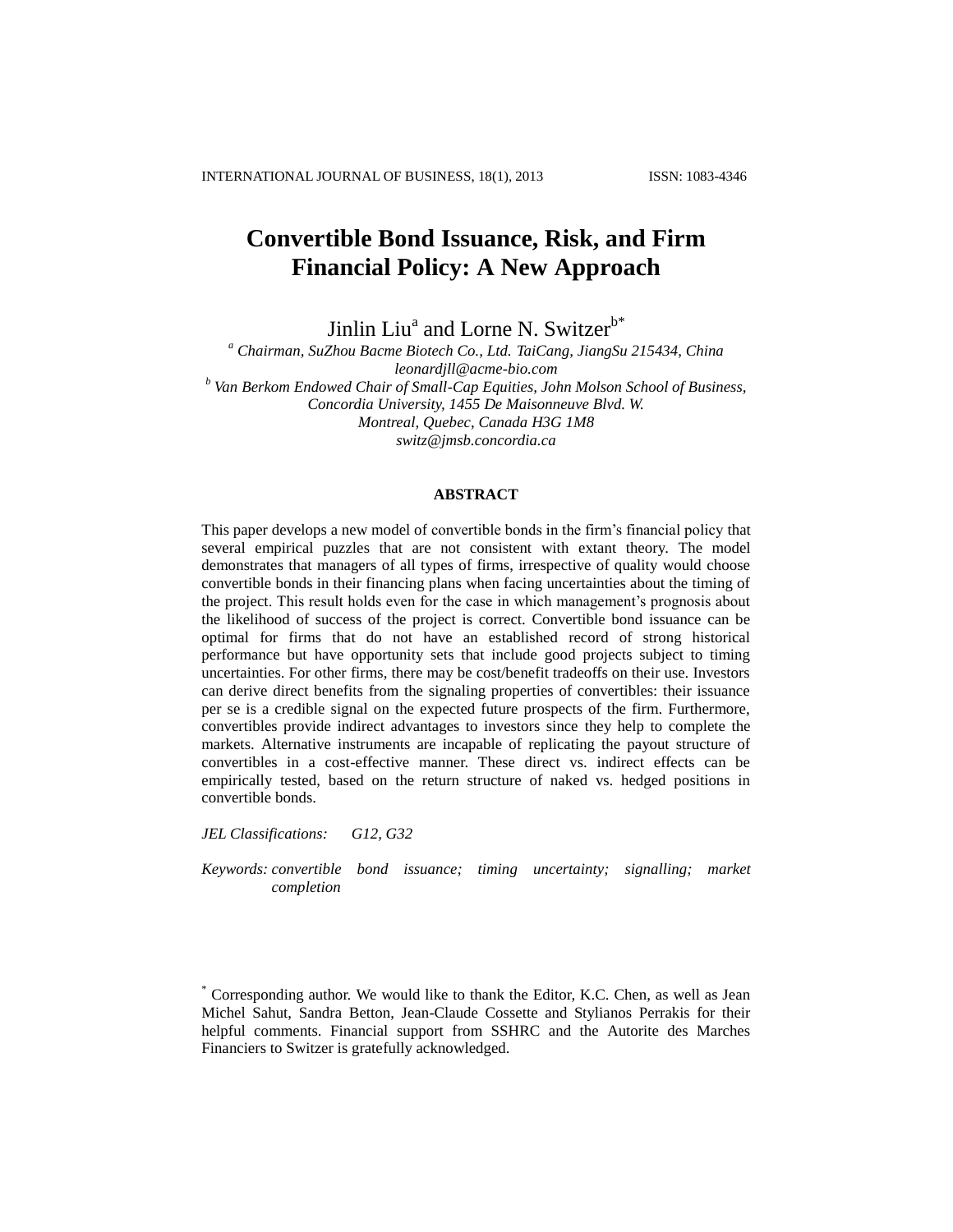# Convertible Bond Issuance, Risk, and Firm Financial Policy: A New Approach

Jinlin Liu[a] and Lorne N. Switzer[b*]

[a] *Chairman, SuZhou Bacme Biotech Co., Ltd. TaiCang, JiangSu 215434, China*
*leonardjll@acme-bio.com*

[b] *Van Berkom Endowed Chair of Small-Cap Equities, John Molson School of Business, Concordia University, 1455 De Maisonneuve Blvd. W.*
*Montreal, Quebec, Canada H3G 1M8*
*switz@jmsb.concordia.ca*

## ABSTRACT

This paper develops a new model of convertible bonds in the firm's financial policy that several empirical puzzles that are not consistent with extant theory. The model demonstrates that managers of all types of firms, irrespective of quality would choose convertible bonds in their financing plans when facing uncertainties about the timing of the project. This result holds even for the case in which management's prognosis about the likelihood of success of the project is correct. Convertible bond issuance can be optimal for firms that do not have an established record of strong historical performance but have opportunity sets that include good projects subject to timing uncertainties. For other firms, there may be cost/benefit tradeoffs on their use. Investors can derive direct benefits from the signaling properties of convertibles: their issuance per se is a credible signal on the expected future prospects of the firm. Furthermore, convertibles provide indirect advantages to investors since they help to complete the markets. Alternative instruments are incapable of replicating the payout structure of convertibles in a cost-effective manner. These direct vs. indirect effects can be empirically tested, based on the return structure of naked vs. hedged positions in convertible bonds.

*JEL Classifications:* G12, G32

*Keywords:* convertible bond issuance; timing uncertainty; signalling; market completion

[*] Corresponding author. We would like to thank the Editor, K.C. Chen, as well as Jean Michel Sahut, Sandra Betton, Jean-Claude Cossette and Stylianos Perrakis for their helpful comments. Financial support from SSHRC and the Autorite des Marches Financiers to Switzer is gratefully acknowledged.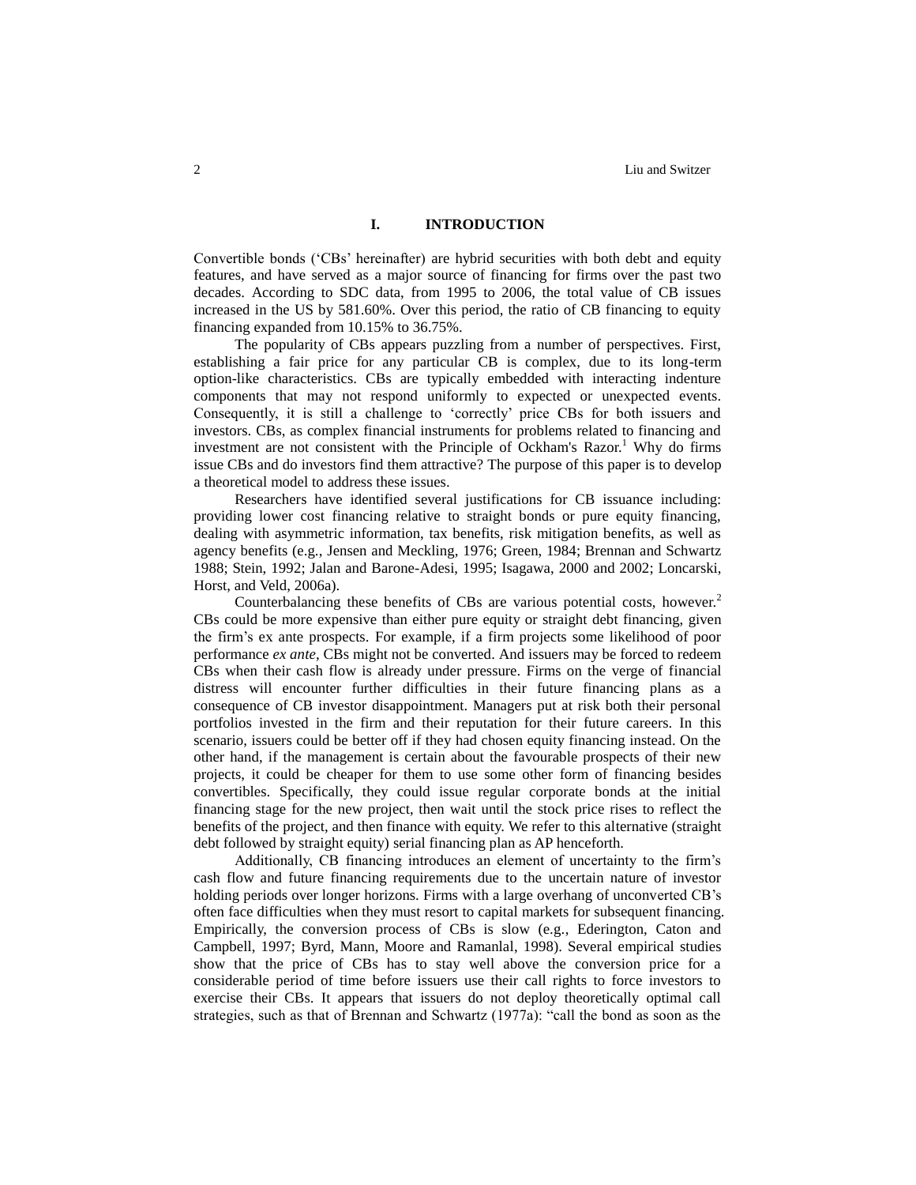## I. INTRODUCTION

Convertible bonds ('CBs' hereinafter) are hybrid securities with both debt and equity features, and have served as a major source of financing for firms over the past two decades. According to SDC data, from 1995 to 2006, the total value of CB issues increased in the US by 581.60%. Over this period, the ratio of CB financing to equity financing expanded from 10.15% to 36.75%.

The popularity of CBs appears puzzling from a number of perspectives. First, establishing a fair price for any particular CB is complex, due to its long-term option-like characteristics. CBs are typically embedded with interacting indenture components that may not respond uniformly to expected or unexpected events. Consequently, it is still a challenge to 'correctly' price CBs for both issuers and investors. CBs, as complex financial instruments for problems related to financing and investment are not consistent with the Principle of Ockham's Razor.[1] Why do firms issue CBs and do investors find them attractive? The purpose of this paper is to develop a theoretical model to address these issues.

Researchers have identified several justifications for CB issuance including: providing lower cost financing relative to straight bonds or pure equity financing, dealing with asymmetric information, tax benefits, risk mitigation benefits, as well as agency benefits (e.g., Jensen and Meckling, 1976; Green, 1984; Brennan and Schwartz 1988; Stein, 1992; Jalan and Barone-Adesi, 1995; Isagawa, 2000 and 2002; Loncarski, Horst, and Veld, 2006a).

Counterbalancing these benefits of CBs are various potential costs, however.[2] CBs could be more expensive than either pure equity or straight debt financing, given the firm's ex ante prospects. For example, if a firm projects some likelihood of poor performance *ex ante*, CBs might not be converted. And issuers may be forced to redeem CBs when their cash flow is already under pressure. Firms on the verge of financial distress will encounter further difficulties in their future financing plans as a consequence of CB investor disappointment. Managers put at risk both their personal portfolios invested in the firm and their reputation for their future careers. In this scenario, issuers could be better off if they had chosen equity financing instead. On the other hand, if the management is certain about the favourable prospects of their new projects, it could be cheaper for them to use some other form of financing besides convertibles. Specifically, they could issue regular corporate bonds at the initial financing stage for the new project, then wait until the stock price rises to reflect the benefits of the project, and then finance with equity. We refer to this alternative (straight debt followed by straight equity) serial financing plan as AP henceforth.

Additionally, CB financing introduces an element of uncertainty to the firm's cash flow and future financing requirements due to the uncertain nature of investor holding periods over longer horizons. Firms with a large overhang of unconverted CB's often face difficulties when they must resort to capital markets for subsequent financing. Empirically, the conversion process of CBs is slow (e.g., Ederington, Caton and Campbell, 1997; Byrd, Mann, Moore and Ramanlal, 1998). Several empirical studies show that the price of CBs has to stay well above the conversion price for a considerable period of time before issuers use their call rights to force investors to exercise their CBs. It appears that issuers do not deploy theoretically optimal call strategies, such as that of Brennan and Schwartz (1977a): "call the bond as soon as the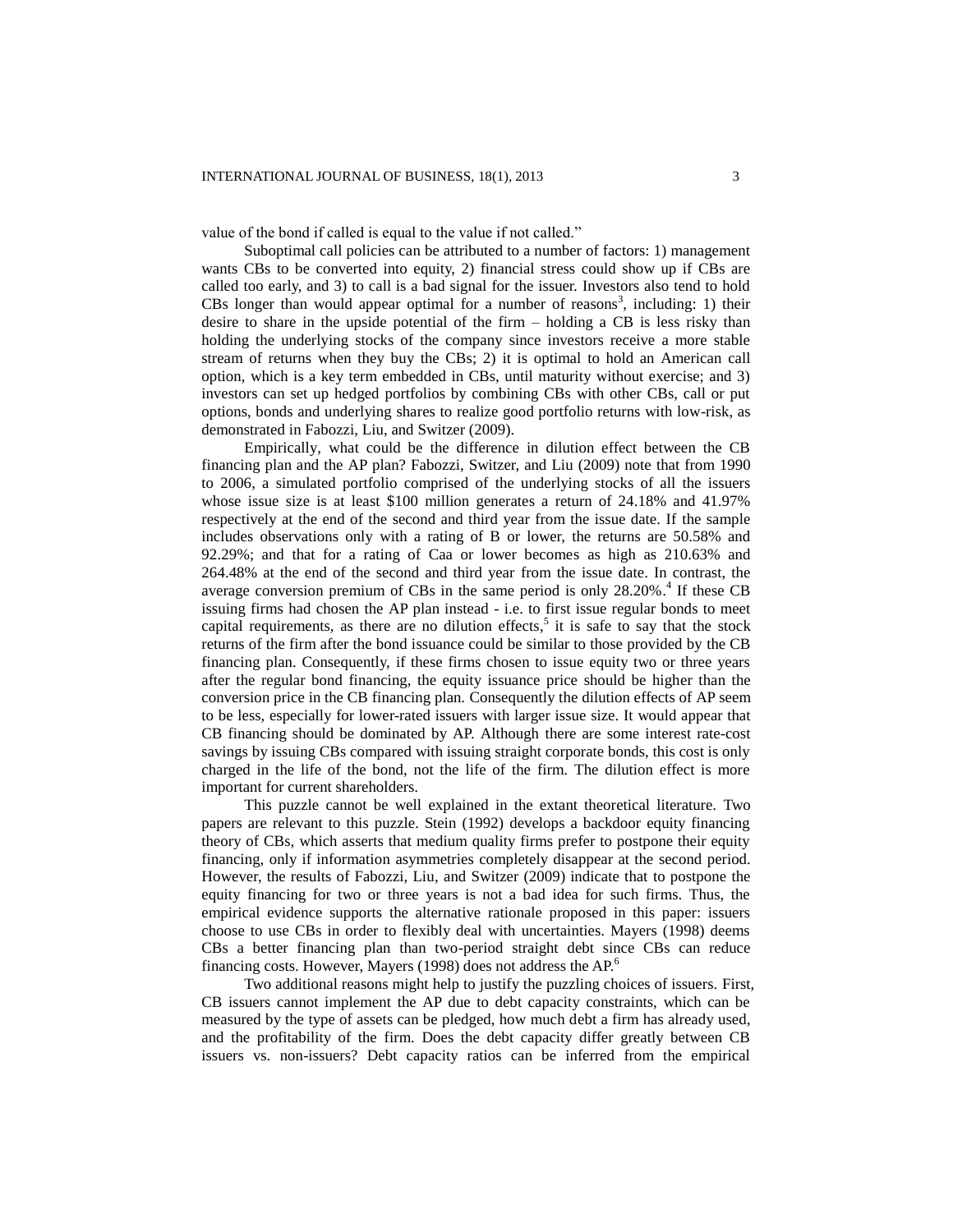value of the bond if called is equal to the value if not called."

Suboptimal call policies can be attributed to a number of factors: 1) management wants CBs to be converted into equity, 2) financial stress could show up if CBs are called too early, and 3) to call is a bad signal for the issuer. Investors also tend to hold CBs longer than would appear optimal for a number of reasons[3], including: 1) their desire to share in the upside potential of the firm – holding a CB is less risky than holding the underlying stocks of the company since investors receive a more stable stream of returns when they buy the CBs; 2) it is optimal to hold an American call option, which is a key term embedded in CBs, until maturity without exercise; and 3) investors can set up hedged portfolios by combining CBs with other CBs, call or put options, bonds and underlying shares to realize good portfolio returns with low-risk, as demonstrated in Fabozzi, Liu, and Switzer (2009).

Empirically, what could be the difference in dilution effect between the CB financing plan and the AP plan? Fabozzi, Switzer, and Liu (2009) note that from 1990 to 2006, a simulated portfolio comprised of the underlying stocks of all the issuers whose issue size is at least $100 million generates a return of 24.18% and 41.97% respectively at the end of the second and third year from the issue date. If the sample includes observations only with a rating of B or lower, the returns are 50.58% and 92.29%; and that for a rating of Caa or lower becomes as high as 210.63% and 264.48% at the end of the second and third year from the issue date. In contrast, the average conversion premium of CBs in the same period is only 28.20%.[4] If these CB issuing firms had chosen the AP plan instead - i.e. to first issue regular bonds to meet capital requirements, as there are no dilution effects,[5] it is safe to say that the stock returns of the firm after the bond issuance could be similar to those provided by the CB financing plan. Consequently, if these firms chosen to issue equity two or three years after the regular bond financing, the equity issuance price should be higher than the conversion price in the CB financing plan. Consequently the dilution effects of AP seem to be less, especially for lower-rated issuers with larger issue size. It would appear that CB financing should be dominated by AP. Although there are some interest rate-cost savings by issuing CBs compared with issuing straight corporate bonds, this cost is only charged in the life of the bond, not the life of the firm. The dilution effect is more important for current shareholders.

This puzzle cannot be well explained in the extant theoretical literature. Two papers are relevant to this puzzle. Stein (1992) develops a backdoor equity financing theory of CBs, which asserts that medium quality firms prefer to postpone their equity financing, only if information asymmetries completely disappear at the second period. However, the results of Fabozzi, Liu, and Switzer (2009) indicate that to postpone the equity financing for two or three years is not a bad idea for such firms. Thus, the empirical evidence supports the alternative rationale proposed in this paper: issuers choose to use CBs in order to flexibly deal with uncertainties. Mayers (1998) deems CBs a better financing plan than two-period straight debt since CBs can reduce financing costs. However, Mayers (1998) does not address the AP.[6]

Two additional reasons might help to justify the puzzling choices of issuers. First, CB issuers cannot implement the AP due to debt capacity constraints, which can be measured by the type of assets can be pledged, how much debt a firm has already used, and the profitability of the firm. Does the debt capacity differ greatly between CB issuers vs. non-issuers? Debt capacity ratios can be inferred from the empirical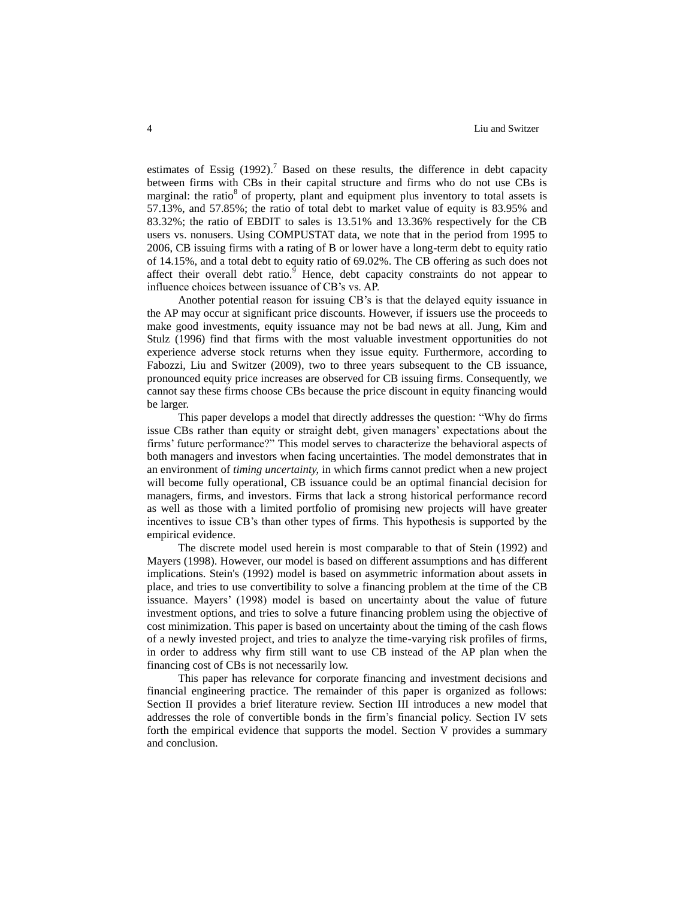estimates of Essig (1992).[7] Based on these results, the difference in debt capacity between firms with CBs in their capital structure and firms who do not use CBs is marginal: the ratio[8] of property, plant and equipment plus inventory to total assets is 57.13%, and 57.85%; the ratio of total debt to market value of equity is 83.95% and 83.32%; the ratio of EBDIT to sales is 13.51% and 13.36% respectively for the CB users vs. nonusers. Using COMPUSTAT data, we note that in the period from 1995 to 2006, CB issuing firms with a rating of B or lower have a long-term debt to equity ratio of 14.15%, and a total debt to equity ratio of 69.02%. The CB offering as such does not affect their overall debt ratio.[9] Hence, debt capacity constraints do not appear to influence choices between issuance of CB's vs. AP.

Another potential reason for issuing CB's is that the delayed equity issuance in the AP may occur at significant price discounts. However, if issuers use the proceeds to make good investments, equity issuance may not be bad news at all. Jung, Kim and Stulz (1996) find that firms with the most valuable investment opportunities do not experience adverse stock returns when they issue equity. Furthermore, according to Fabozzi, Liu and Switzer (2009), two to three years subsequent to the CB issuance, pronounced equity price increases are observed for CB issuing firms. Consequently, we cannot say these firms choose CBs because the price discount in equity financing would be larger.

This paper develops a model that directly addresses the question: "Why do firms issue CBs rather than equity or straight debt, given managers' expectations about the firms' future performance?" This model serves to characterize the behavioral aspects of both managers and investors when facing uncertainties. The model demonstrates that in an environment of *timing uncertainty,* in which firms cannot predict when a new project will become fully operational, CB issuance could be an optimal financial decision for managers, firms, and investors. Firms that lack a strong historical performance record as well as those with a limited portfolio of promising new projects will have greater incentives to issue CB's than other types of firms. This hypothesis is supported by the empirical evidence.

The discrete model used herein is most comparable to that of Stein (1992) and Mayers (1998). However, our model is based on different assumptions and has different implications. Stein's (1992) model is based on asymmetric information about assets in place, and tries to use convertibility to solve a financing problem at the time of the CB issuance. Mayers' (1998) model is based on uncertainty about the value of future investment options, and tries to solve a future financing problem using the objective of cost minimization. This paper is based on uncertainty about the timing of the cash flows of a newly invested project, and tries to analyze the time-varying risk profiles of firms, in order to address why firm still want to use CB instead of the AP plan when the financing cost of CBs is not necessarily low.

This paper has relevance for corporate financing and investment decisions and financial engineering practice. The remainder of this paper is organized as follows: Section II provides a brief literature review. Section III introduces a new model that addresses the role of convertible bonds in the firm's financial policy. Section IV sets forth the empirical evidence that supports the model. Section V provides a summary and conclusion.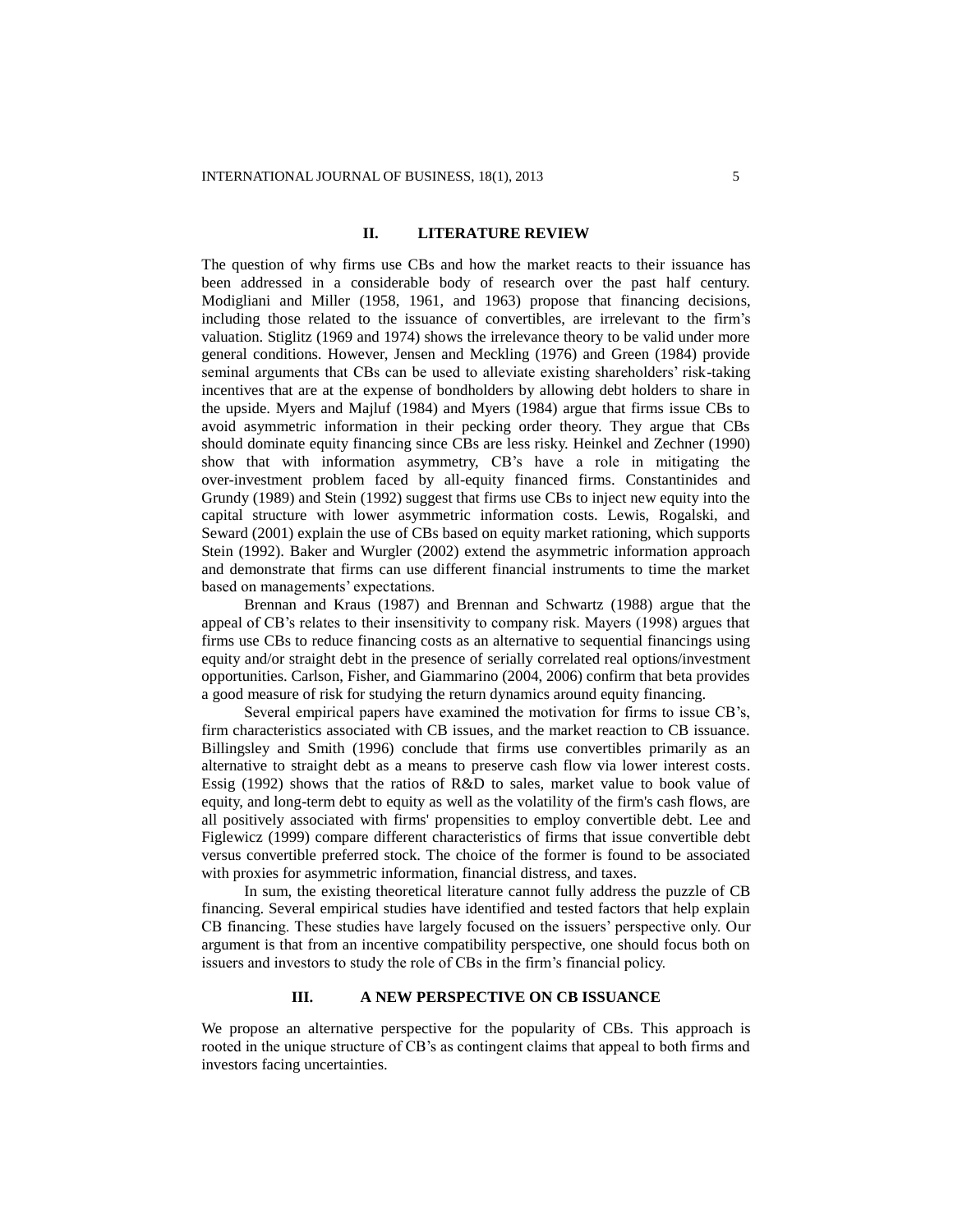## II. LITERATURE REVIEW

The question of why firms use CBs and how the market reacts to their issuance has been addressed in a considerable body of research over the past half century. Modigliani and Miller (1958, 1961, and 1963) propose that financing decisions, including those related to the issuance of convertibles, are irrelevant to the firm's valuation. Stiglitz (1969 and 1974) shows the irrelevance theory to be valid under more general conditions. However, Jensen and Meckling (1976) and Green (1984) provide seminal arguments that CBs can be used to alleviate existing shareholders' risk-taking incentives that are at the expense of bondholders by allowing debt holders to share in the upside. Myers and Majluf (1984) and Myers (1984) argue that firms issue CBs to avoid asymmetric information in their pecking order theory. They argue that CBs should dominate equity financing since CBs are less risky. Heinkel and Zechner (1990) show that with information asymmetry, CB's have a role in mitigating the over-investment problem faced by all-equity financed firms. Constantinides and Grundy (1989) and Stein (1992) suggest that firms use CBs to inject new equity into the capital structure with lower asymmetric information costs. Lewis, Rogalski, and Seward (2001) explain the use of CBs based on equity market rationing, which supports Stein (1992). Baker and Wurgler (2002) extend the asymmetric information approach and demonstrate that firms can use different financial instruments to time the market based on managements' expectations.

Brennan and Kraus (1987) and Brennan and Schwartz (1988) argue that the appeal of CB's relates to their insensitivity to company risk. Mayers (1998) argues that firms use CBs to reduce financing costs as an alternative to sequential financings using equity and/or straight debt in the presence of serially correlated real options/investment opportunities. Carlson, Fisher, and Giammarino (2004, 2006) confirm that beta provides a good measure of risk for studying the return dynamics around equity financing.

Several empirical papers have examined the motivation for firms to issue CB's, firm characteristics associated with CB issues, and the market reaction to CB issuance. Billingsley and Smith (1996) conclude that firms use convertibles primarily as an alternative to straight debt as a means to preserve cash flow via lower interest costs. Essig (1992) shows that the ratios of R&D to sales, market value to book value of equity, and long-term debt to equity as well as the volatility of the firm's cash flows, are all positively associated with firms' propensities to employ convertible debt. Lee and Figlewicz (1999) compare different characteristics of firms that issue convertible debt versus convertible preferred stock. The choice of the former is found to be associated with proxies for asymmetric information, financial distress, and taxes.

In sum, the existing theoretical literature cannot fully address the puzzle of CB financing. Several empirical studies have identified and tested factors that help explain CB financing. These studies have largely focused on the issuers' perspective only. Our argument is that from an incentive compatibility perspective, one should focus both on issuers and investors to study the role of CBs in the firm's financial policy.

## III. A NEW PERSPECTIVE ON CB ISSUANCE

We propose an alternative perspective for the popularity of CBs. This approach is rooted in the unique structure of CB's as contingent claims that appeal to both firms and investors facing uncertainties.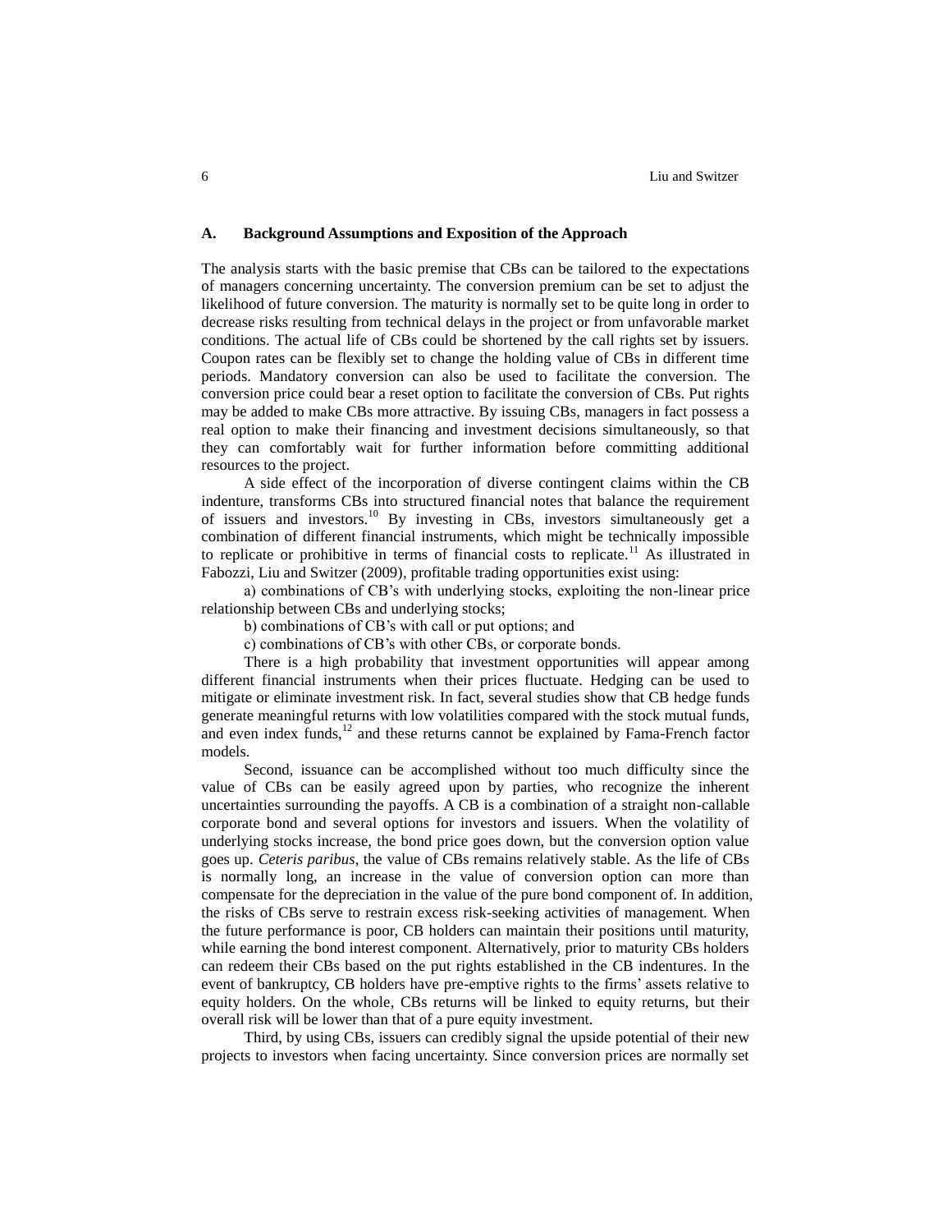### A. Background Assumptions and Exposition of the Approach

The analysis starts with the basic premise that CBs can be tailored to the expectations of managers concerning uncertainty. The conversion premium can be set to adjust the likelihood of future conversion. The maturity is normally set to be quite long in order to decrease risks resulting from technical delays in the project or from unfavorable market conditions. The actual life of CBs could be shortened by the call rights set by issuers. Coupon rates can be flexibly set to change the holding value of CBs in different time periods. Mandatory conversion can also be used to facilitate the conversion. The conversion price could bear a reset option to facilitate the conversion of CBs. Put rights may be added to make CBs more attractive. By issuing CBs, managers in fact possess a real option to make their financing and investment decisions simultaneously, so that they can comfortably wait for further information before committing additional resources to the project.

A side effect of the incorporation of diverse contingent claims within the CB indenture, transforms CBs into structured financial notes that balance the requirement of issuers and investors.[10] By investing in CBs, investors simultaneously get a combination of different financial instruments, which might be technically impossible to replicate or prohibitive in terms of financial costs to replicate.[11] As illustrated in Fabozzi, Liu and Switzer (2009), profitable trading opportunities exist using:

a) combinations of CB's with underlying stocks, exploiting the non-linear price relationship between CBs and underlying stocks;

b) combinations of CB's with call or put options; and

c) combinations of CB's with other CBs, or corporate bonds.

There is a high probability that investment opportunities will appear among different financial instruments when their prices fluctuate. Hedging can be used to mitigate or eliminate investment risk. In fact, several studies show that CB hedge funds generate meaningful returns with low volatilities compared with the stock mutual funds, and even index funds,[12] and these returns cannot be explained by Fama-French factor models.

Second, issuance can be accomplished without too much difficulty since the value of CBs can be easily agreed upon by parties, who recognize the inherent uncertainties surrounding the payoffs. A CB is a combination of a straight non-callable corporate bond and several options for investors and issuers. When the volatility of underlying stocks increase, the bond price goes down, but the conversion option value goes up. *Ceteris paribus*, the value of CBs remains relatively stable. As the life of CBs is normally long, an increase in the value of conversion option can more than compensate for the depreciation in the value of the pure bond component of. In addition, the risks of CBs serve to restrain excess risk-seeking activities of management. When the future performance is poor, CB holders can maintain their positions until maturity, while earning the bond interest component. Alternatively, prior to maturity CBs holders can redeem their CBs based on the put rights established in the CB indentures. In the event of bankruptcy, CB holders have pre-emptive rights to the firms' assets relative to equity holders. On the whole, CBs returns will be linked to equity returns, but their overall risk will be lower than that of a pure equity investment.

Third, by using CBs, issuers can credibly signal the upside potential of their new projects to investors when facing uncertainty. Since conversion prices are normally set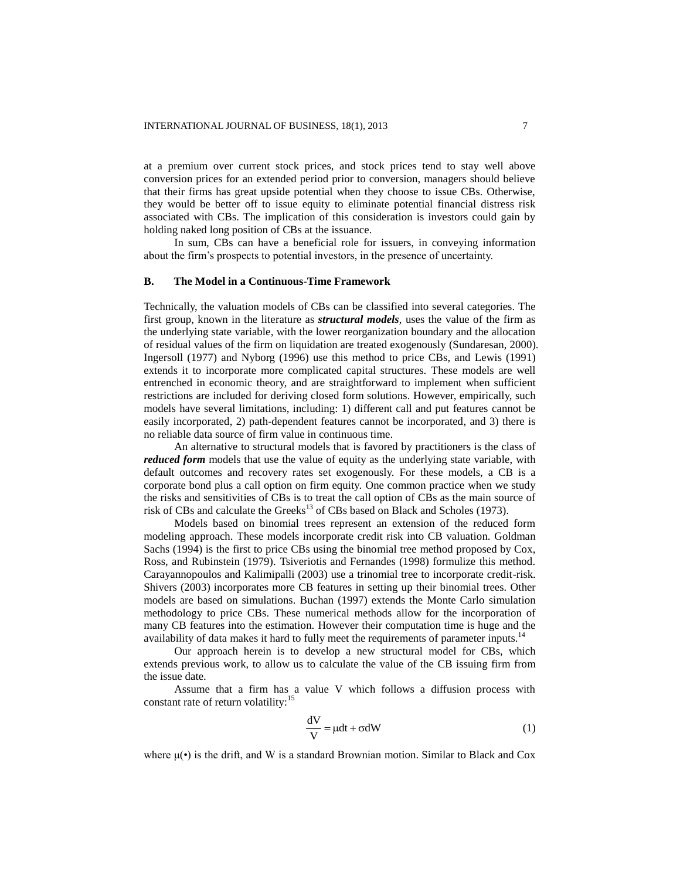at a premium over current stock prices, and stock prices tend to stay well above conversion prices for an extended period prior to conversion, managers should believe that their firms has great upside potential when they choose to issue CBs. Otherwise, they would be better off to issue equity to eliminate potential financial distress risk associated with CBs. The implication of this consideration is investors could gain by holding naked long position of CBs at the issuance.

In sum, CBs can have a beneficial role for issuers, in conveying information about the firm's prospects to potential investors, in the presence of uncertainty.

### B. The Model in a Continuous-Time Framework

Technically, the valuation models of CBs can be classified into several categories. The first group, known in the literature as ***structural models***, uses the value of the firm as the underlying state variable, with the lower reorganization boundary and the allocation of residual values of the firm on liquidation are treated exogenously (Sundaresan, 2000). Ingersoll (1977) and Nyborg (1996) use this method to price CBs, and Lewis (1991) extends it to incorporate more complicated capital structures. These models are well entrenched in economic theory, and are straightforward to implement when sufficient restrictions are included for deriving closed form solutions. However, empirically, such models have several limitations, including: 1) different call and put features cannot be easily incorporated, 2) path-dependent features cannot be incorporated, and 3) there is no reliable data source of firm value in continuous time.

An alternative to structural models that is favored by practitioners is the class of ***reduced form*** models that use the value of equity as the underlying state variable, with default outcomes and recovery rates set exogenously. For these models, a CB is a corporate bond plus a call option on firm equity. One common practice when we study the risks and sensitivities of CBs is to treat the call option of CBs as the main source of risk of CBs and calculate the Greeks[13] of CBs based on Black and Scholes (1973).

Models based on binomial trees represent an extension of the reduced form modeling approach. These models incorporate credit risk into CB valuation. Goldman Sachs (1994) is the first to price CBs using the binomial tree method proposed by Cox, Ross, and Rubinstein (1979). Tsiveriotis and Fernandes (1998) formulize this method. Carayannopoulos and Kalimipalli (2003) use a trinomial tree to incorporate credit-risk. Shivers (2003) incorporates more CB features in setting up their binomial trees. Other models are based on simulations. Buchan (1997) extends the Monte Carlo simulation methodology to price CBs. These numerical methods allow for the incorporation of many CB features into the estimation. However their computation time is huge and the availability of data makes it hard to fully meet the requirements of parameter inputs.[14]

Our approach herein is to develop a new structural model for CBs, which extends previous work, to allow us to calculate the value of the CB issuing firm from the issue date.

Assume that a firm has a value V which follows a diffusion process with constant rate of return volatility:[15]

$$\frac{dV}{V} = \mu dt + \sigma dW \tag{1}$$

where $\mu(\bullet)$ is the drift, and W is a standard Brownian motion. Similar to Black and Cox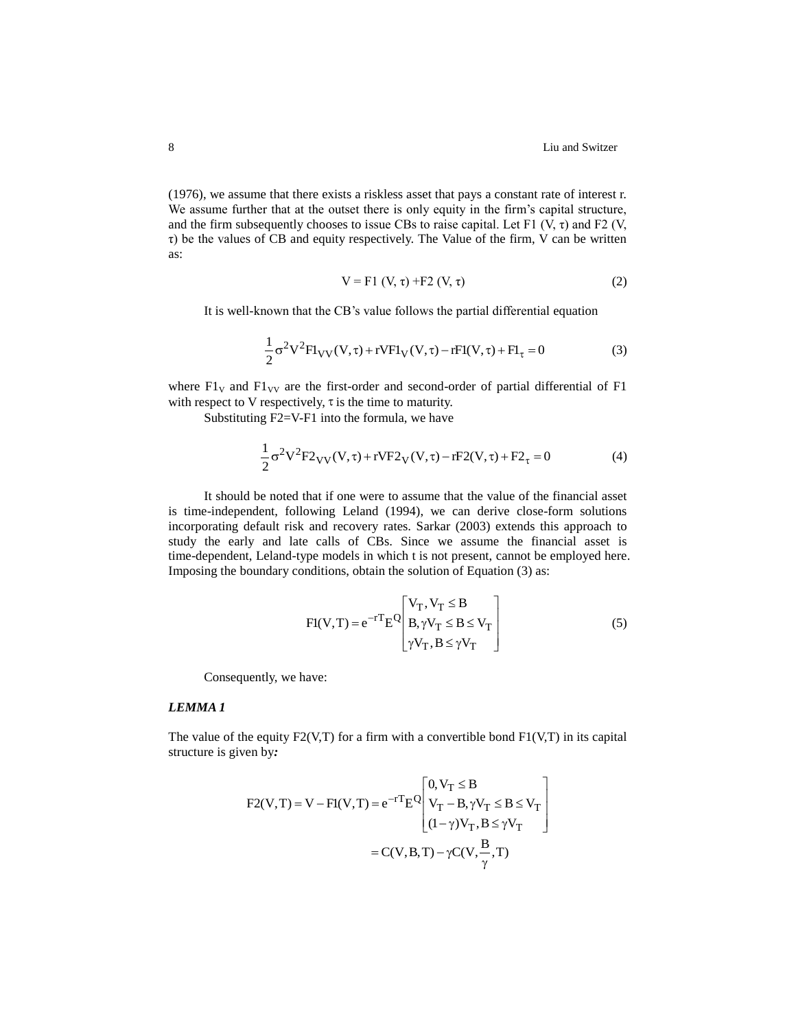(1976), we assume that there exists a riskless asset that pays a constant rate of interest r. We assume further that at the outset there is only equity in the firm's capital structure, and the firm subsequently chooses to issue CBs to raise capital. Let F1 (V, τ) and F2 (V, τ) be the values of CB and equity respectively. The Value of the firm, V can be written as:

$$V = F1\,(V, \tau) + F2\,(V, \tau) \tag{2}$$

It is well-known that the CB's value follows the partial differential equation

$$\frac{1}{2}\sigma^2 V^2 F1_{VV}(V,\tau) + rVF1_V(V,\tau) - rF1(V,\tau) + F1_\tau = 0 \tag{3}$$

where $F1_V$ and $F1_{VV}$ are the first-order and second-order of partial differential of F1 with respect to V respectively, τ is the time to maturity.

Substituting F2=V-F1 into the formula, we have

$$\frac{1}{2}\sigma^2 V^2 F2_{VV}(V,\tau) + rVF2_V(V,\tau) - rF2(V,\tau) + F2_\tau = 0 \tag{4}$$

It should be noted that if one were to assume that the value of the financial asset is time-independent, following Leland (1994), we can derive close-form solutions incorporating default risk and recovery rates. Sarkar (2003) extends this approach to study the early and late calls of CBs. Since we assume the financial asset is time-dependent, Leland-type models in which t is not present, cannot be employed here. Imposing the boundary conditions, obtain the solution of Equation (3) as:

$$F1(V,T) = e^{-rT}E^{Q}\begin{bmatrix} V_T, V_T \le B \\ B, \gamma V_T \le B \le V_T \\ \gamma V_T, B \le \gamma V_T \end{bmatrix} \tag{5}$$

Consequently, we have:

***LEMMA 1***

The value of the equity F2(V,T) for a firm with a convertible bond F1(V,T) in its capital structure is given by***:***

$$F2(V,T) = V - F1(V,T) = e^{-rT}E^{Q}\begin{bmatrix} 0, V_T \le B \\ V_T - B, \gamma V_T \le B \le V_T \\ (1-\gamma)V_T, B \le \gamma V_T \end{bmatrix}$$

$$= C(V,B,T) - \gamma C(V, \frac{B}{\gamma}, T)$$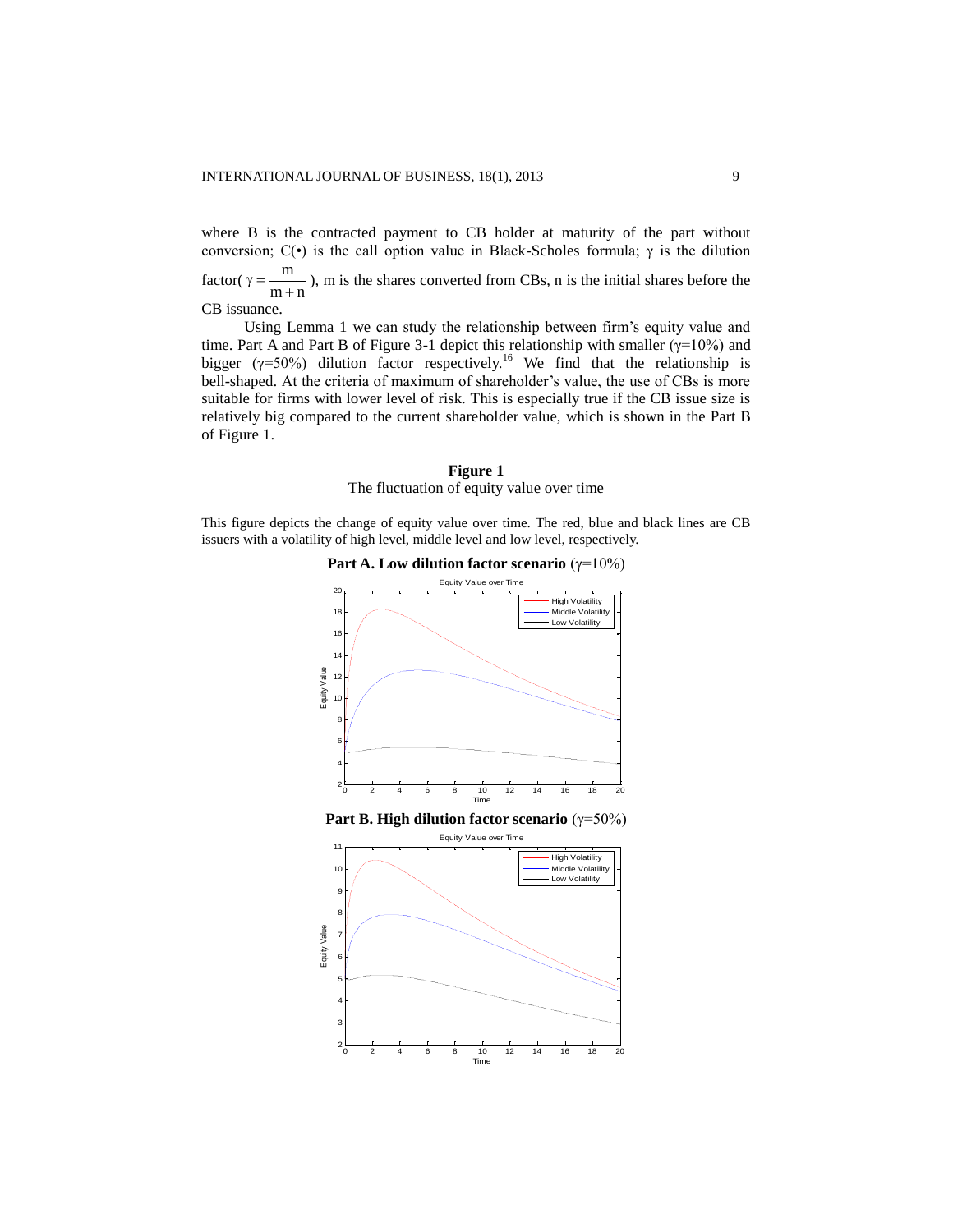where B is the contracted payment to CB holder at maturity of the part without conversion; $C(\bullet)$ is the call option value in Black-Scholes formula; $\gamma$ is the dilution factor( $\gamma = \frac{m}{m+n}$ ), m is the shares converted from CBs, n is the initial shares before the CB issuance.

Using Lemma 1 we can study the relationship between firm's equity value and time. Part A and Part B of Figure 3-1 depict this relationship with smaller ($\gamma$=10%) and bigger ($\gamma$=50%) dilution factor respectively.[16] We find that the relationship is bell-shaped. At the criteria of maximum of shareholder's value, the use of CBs is more suitable for firms with lower level of risk. This is especially true if the CB issue size is relatively big compared to the current shareholder value, which is shown in the Part B of Figure 1.

**Figure 1**

The fluctuation of equity value over time

This figure depicts the change of equity value over time. The red, blue and black lines are CB issuers with a volatility of high level, middle level and low level, respectively.

**Part A. Low dilution factor scenario** ($\gamma$=10%)

**Part B. High dilution factor scenario** ($\gamma$=50%)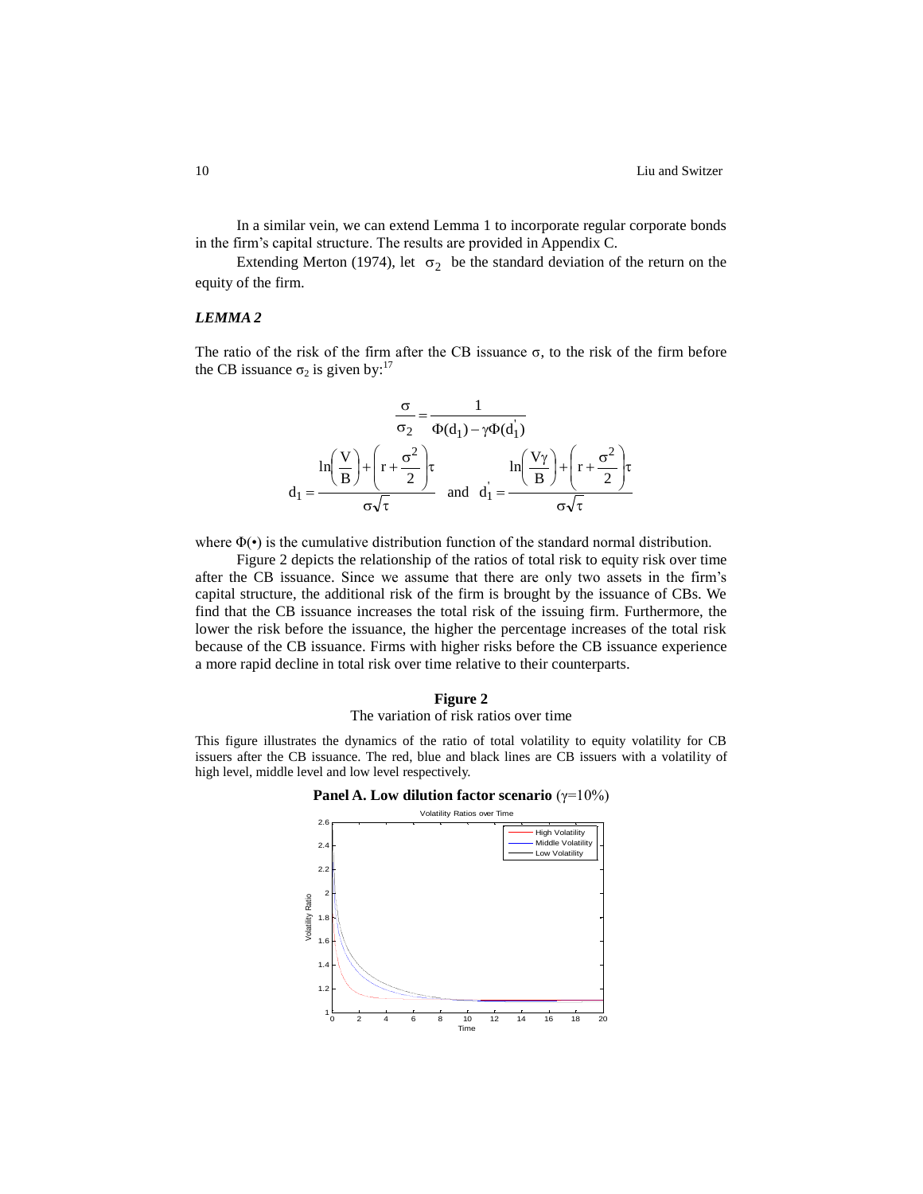In a similar vein, we can extend Lemma 1 to incorporate regular corporate bonds in the firm's capital structure. The results are provided in Appendix C.

Extending Merton (1974), let $\sigma_2$ be the standard deviation of the return on the equity of the firm.

### *LEMMA 2*

The ratio of the risk of the firm after the CB issuance $\sigma$, to the risk of the firm before the CB issuance $\sigma_2$ is given by:[17]

$$\frac{\sigma}{\sigma_2} = \frac{1}{\Phi(d_1) - \gamma\Phi(d_1^{'})}$$

$$d_1 = \frac{\ln\left(\frac{V}{B}\right) + \left(r + \frac{\sigma^2}{2}\right)\tau}{\sigma\sqrt{\tau}} \quad \text{and} \quad d_1^{'} = \frac{\ln\left(\frac{V\gamma}{B}\right) + \left(r + \frac{\sigma^2}{2}\right)\tau}{\sigma\sqrt{\tau}}$$

where $\Phi(\bullet)$ is the cumulative distribution function of the standard normal distribution.

Figure 2 depicts the relationship of the ratios of total risk to equity risk over time after the CB issuance. Since we assume that there are only two assets in the firm's capital structure, the additional risk of the firm is brought by the issuance of CBs. We find that the CB issuance increases the total risk of the issuing firm. Furthermore, the lower the risk before the issuance, the higher the percentage increases of the total risk because of the CB issuance. Firms with higher risks before the CB issuance experience a more rapid decline in total risk over time relative to their counterparts.

**Figure 2**

The variation of risk ratios over time

This figure illustrates the dynamics of the ratio of total volatility to equity volatility for CB issuers after the CB issuance. The red, blue and black lines are CB issuers with a volatility of high level, middle level and low level respectively.

**Panel A. Low dilution factor scenario** ($\gamma$=10%)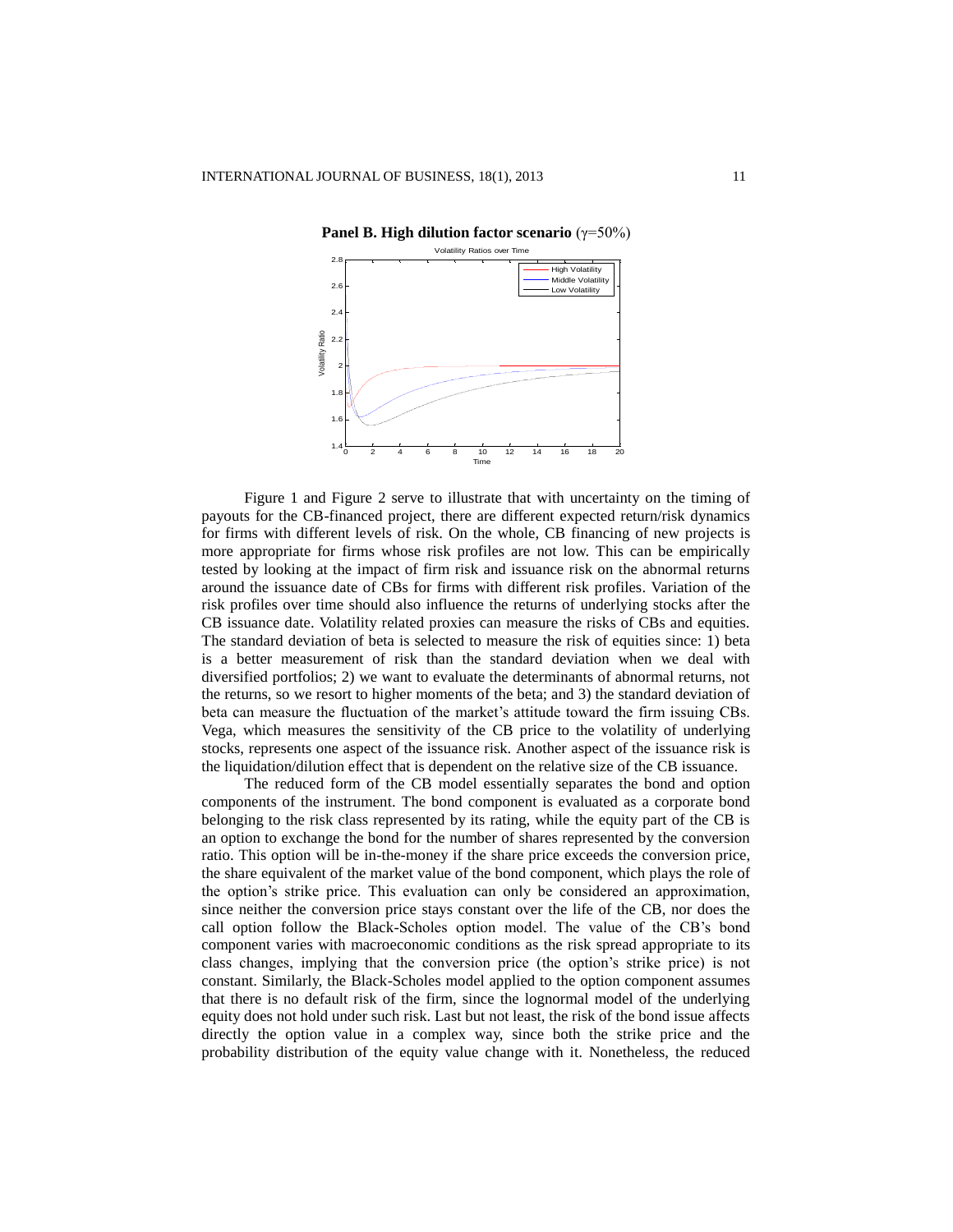**Panel B. High dilution factor scenario** ($\gamma$=50%)

Figure 1 and Figure 2 serve to illustrate that with uncertainty on the timing of payouts for the CB-financed project, there are different expected return/risk dynamics for firms with different levels of risk. On the whole, CB financing of new projects is more appropriate for firms whose risk profiles are not low. This can be empirically tested by looking at the impact of firm risk and issuance risk on the abnormal returns around the issuance date of CBs for firms with different risk profiles. Variation of the risk profiles over time should also influence the returns of underlying stocks after the CB issuance date. Volatility related proxies can measure the risks of CBs and equities. The standard deviation of beta is selected to measure the risk of equities since: 1) beta is a better measurement of risk than the standard deviation when we deal with diversified portfolios; 2) we want to evaluate the determinants of abnormal returns, not the returns, so we resort to higher moments of the beta; and 3) the standard deviation of beta can measure the fluctuation of the market's attitude toward the firm issuing CBs. Vega, which measures the sensitivity of the CB price to the volatility of underlying stocks, represents one aspect of the issuance risk. Another aspect of the issuance risk is the liquidation/dilution effect that is dependent on the relative size of the CB issuance.

The reduced form of the CB model essentially separates the bond and option components of the instrument. The bond component is evaluated as a corporate bond belonging to the risk class represented by its rating, while the equity part of the CB is an option to exchange the bond for the number of shares represented by the conversion ratio. This option will be in-the-money if the share price exceeds the conversion price, the share equivalent of the market value of the bond component, which plays the role of the option's strike price. This evaluation can only be considered an approximation, since neither the conversion price stays constant over the life of the CB, nor does the call option follow the Black-Scholes option model. The value of the CB's bond component varies with macroeconomic conditions as the risk spread appropriate to its class changes, implying that the conversion price (the option's strike price) is not constant. Similarly, the Black-Scholes model applied to the option component assumes that there is no default risk of the firm, since the lognormal model of the underlying equity does not hold under such risk. Last but not least, the risk of the bond issue affects directly the option value in a complex way, since both the strike price and the probability distribution of the equity value change with it. Nonetheless, the reduced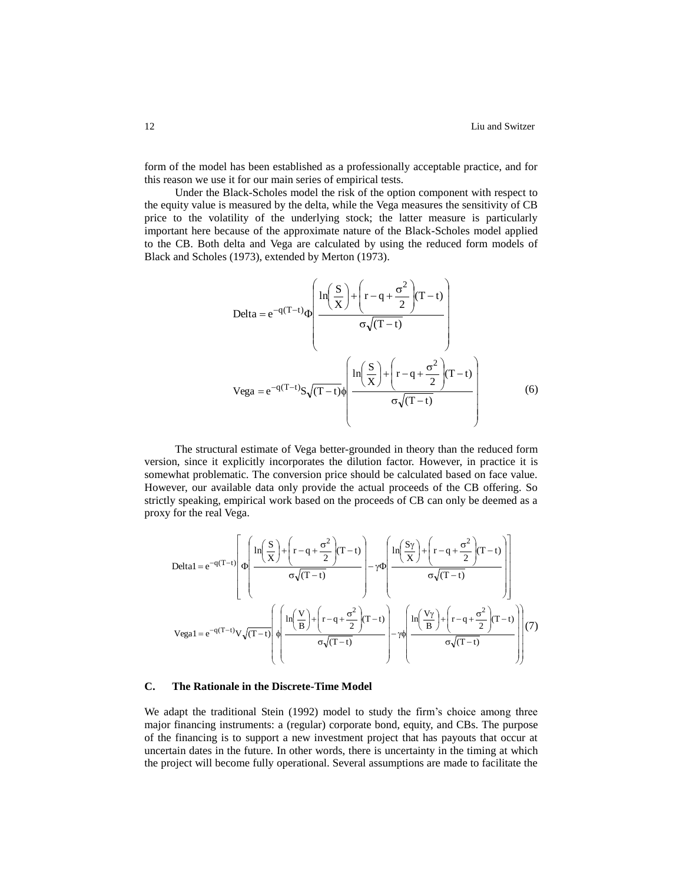form of the model has been established as a professionally acceptable practice, and for this reason we use it for our main series of empirical tests.

Under the Black-Scholes model the risk of the option component with respect to the equity value is measured by the delta, while the Vega measures the sensitivity of CB price to the volatility of the underlying stock; the latter measure is particularly important here because of the approximate nature of the Black-Scholes model applied to the CB. Both delta and Vega are calculated by using the reduced form models of Black and Scholes (1973), extended by Merton (1973).

$$\text{Delta} = e^{-q(T-t)}\Phi\left(\frac{\ln\left(\frac{S}{X}\right)+\left(r-q+\frac{\sigma^2}{2}\right)(T-t)}{\sigma\sqrt{(T-t)}}\right)$$

$$\text{Vega} = e^{-q(T-t)}S\sqrt{(T-t)}\phi\left(\frac{\ln\left(\frac{S}{X}\right)+\left(r-q+\frac{\sigma^2}{2}\right)(T-t)}{\sigma\sqrt{(T-t)}}\right) \tag{6}$$

The structural estimate of Vega better-grounded in theory than the reduced form version, since it explicitly incorporates the dilution factor. However, in practice it is somewhat problematic. The conversion price should be calculated based on face value. However, our available data only provide the actual proceeds of the CB offering. So strictly speaking, empirical work based on the proceeds of CB can only be deemed as a proxy for the real Vega.

$$\text{Delta1} = e^{-q(T-t)}\left[\Phi\left(\frac{\ln\left(\frac{S}{X}\right)+\left(r-q+\frac{\sigma^2}{2}\right)(T-t)}{\sigma\sqrt{(T-t)}}\right)-\gamma\Phi\left(\frac{\ln\left(\frac{S\gamma}{X}\right)+\left(r-q+\frac{\sigma^2}{2}\right)(T-t)}{\sigma\sqrt{(T-t)}}\right)\right]$$

$$\text{Vega1} = e^{-q(T-t)}V\sqrt{(T-t)}\left(\phi\left(\frac{\ln\left(\frac{V}{B}\right)+\left(r-q+\frac{\sigma^2}{2}\right)(T-t)}{\sigma\sqrt{(T-t)}}\right)-\gamma\phi\left(\frac{\ln\left(\frac{V\gamma}{B}\right)+\left(r-q+\frac{\sigma^2}{2}\right)(T-t)}{\sigma\sqrt{(T-t)}}\right)\right) \tag{7}$$

### C. The Rationale in the Discrete-Time Model

We adapt the traditional Stein (1992) model to study the firm's choice among three major financing instruments: a (regular) corporate bond, equity, and CBs. The purpose of the financing is to support a new investment project that has payouts that occur at uncertain dates in the future. In other words, there is uncertainty in the timing at which the project will become fully operational. Several assumptions are made to facilitate the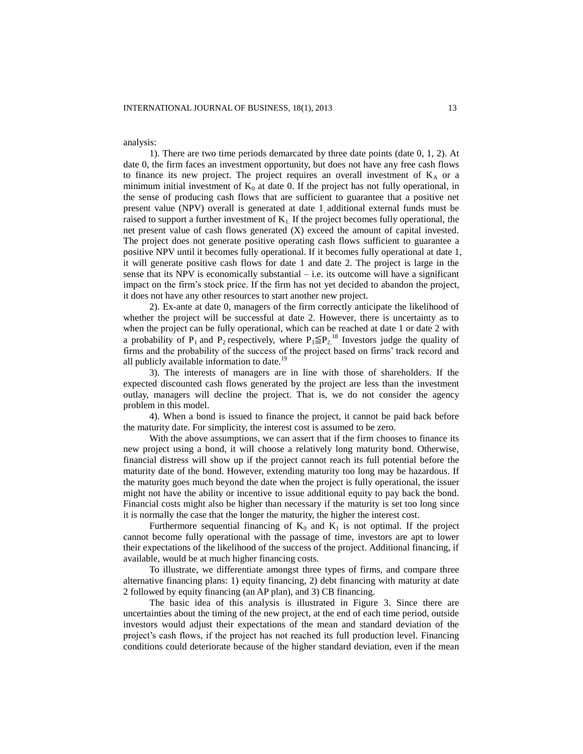analysis:

1). There are two time periods demarcated by three date points (date 0, 1, 2). At date 0, the firm faces an investment opportunity, but does not have any free cash flows to finance its new project. The project requires an overall investment of $K_A$ or a minimum initial investment of $K_0$ at date 0. If the project has not fully operational, in the sense of producing cash flows that are sufficient to guarantee that a positive net present value (NPV) overall is generated at date 1, additional external funds must be raised to support a further investment of $K_1$. If the project becomes fully operational, the net present value of cash flows generated (X) exceed the amount of capital invested. The project does not generate positive operating cash flows sufficient to guarantee a positive NPV until it becomes fully operational. If it becomes fully operational at date 1, it will generate positive cash flows for date 1 and date 2. The project is large in the sense that its NPV is economically substantial – i.e. its outcome will have a significant impact on the firm's stock price. If the firm has not yet decided to abandon the project, it does not have any other resources to start another new project.

2). Ex-ante at date 0, managers of the firm correctly anticipate the likelihood of whether the project will be successful at date 2. However, there is uncertainty as to when the project can be fully operational, which can be reached at date 1 or date 2 with a probability of $P_1$ and $P_2$ respectively, where $P_1 \leqq P_2$.[18] Investors judge the quality of firms and the probability of the success of the project based on firms' track record and all publicly available information to date.[19]

3). The interests of managers are in line with those of shareholders. If the expected discounted cash flows generated by the project are less than the investment outlay, managers will decline the project. That is, we do not consider the agency problem in this model.

4). When a bond is issued to finance the project, it cannot be paid back before the maturity date. For simplicity, the interest cost is assumed to be zero.

With the above assumptions, we can assert that if the firm chooses to finance its new project using a bond, it will choose a relatively long maturity bond. Otherwise, financial distress will show up if the project cannot reach its full potential before the maturity date of the bond. However, extending maturity too long may be hazardous. If the maturity goes much beyond the date when the project is fully operational, the issuer might not have the ability or incentive to issue additional equity to pay back the bond. Financial costs might also be higher than necessary if the maturity is set too long since it is normally the case that the longer the maturity, the higher the interest cost.

Furthermore sequential financing of $K_0$ and $K_1$ is not optimal. If the project cannot become fully operational with the passage of time, investors are apt to lower their expectations of the likelihood of the success of the project. Additional financing, if available, would be at much higher financing costs.

To illustrate, we differentiate amongst three types of firms, and compare three alternative financing plans: 1) equity financing, 2) debt financing with maturity at date 2 followed by equity financing (an AP plan), and 3) CB financing.

The basic idea of this analysis is illustrated in Figure 3. Since there are uncertainties about the timing of the new project, at the end of each time period, outside investors would adjust their expectations of the mean and standard deviation of the project's cash flows, if the project has not reached its full production level. Financing conditions could deteriorate because of the higher standard deviation, even if the mean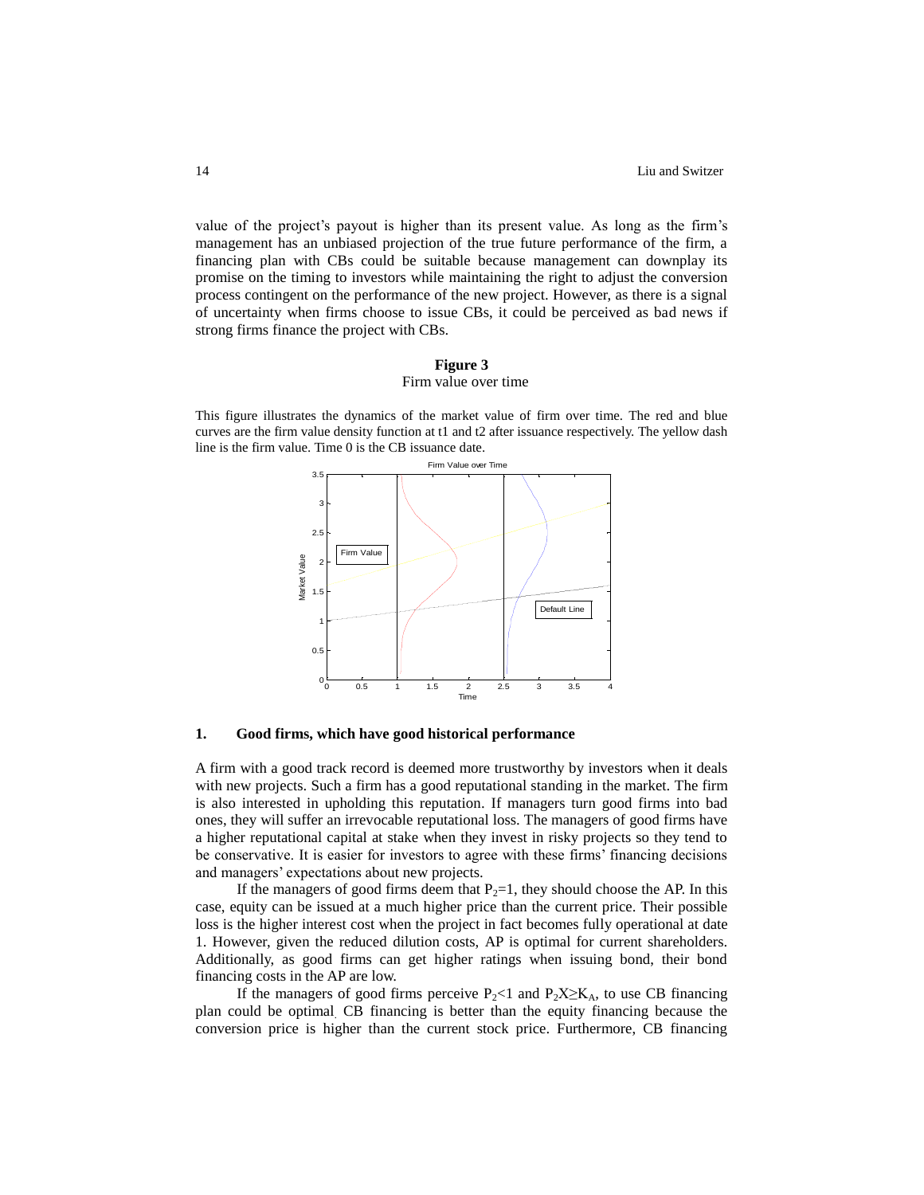value of the project's payout is higher than its present value. As long as the firm's management has an unbiased projection of the true future performance of the firm, a financing plan with CBs could be suitable because management can downplay its promise on the timing to investors while maintaining the right to adjust the conversion process contingent on the performance of the new project. However, as there is a signal of uncertainty when firms choose to issue CBs, it could be perceived as bad news if strong firms finance the project with CBs.

**Figure 3**

Firm value over time

This figure illustrates the dynamics of the market value of firm over time. The red and blue curves are the firm value density function at t1 and t2 after issuance respectively. The yellow dash line is the firm value. Time 0 is the CB issuance date.

### 1. Good firms, which have good historical performance

A firm with a good track record is deemed more trustworthy by investors when it deals with new projects. Such a firm has a good reputational standing in the market. The firm is also interested in upholding this reputation. If managers turn good firms into bad ones, they will suffer an irrevocable reputational loss. The managers of good firms have a higher reputational capital at stake when they invest in risky projects so they tend to be conservative. It is easier for investors to agree with these firms' financing decisions and managers' expectations about new projects.

If the managers of good firms deem that $P_2=1$, they should choose the AP. In this case, equity can be issued at a much higher price than the current price. Their possible loss is the higher interest cost when the project in fact becomes fully operational at date 1. However, given the reduced dilution costs, AP is optimal for current shareholders. Additionally, as good firms can get higher ratings when issuing bond, their bond financing costs in the AP are low.

If the managers of good firms perceive $P_2<1$ and $P_2X \geq K_A$, to use CB financing plan could be optimal. CB financing is better than the equity financing because the conversion price is higher than the current stock price. Furthermore, CB financing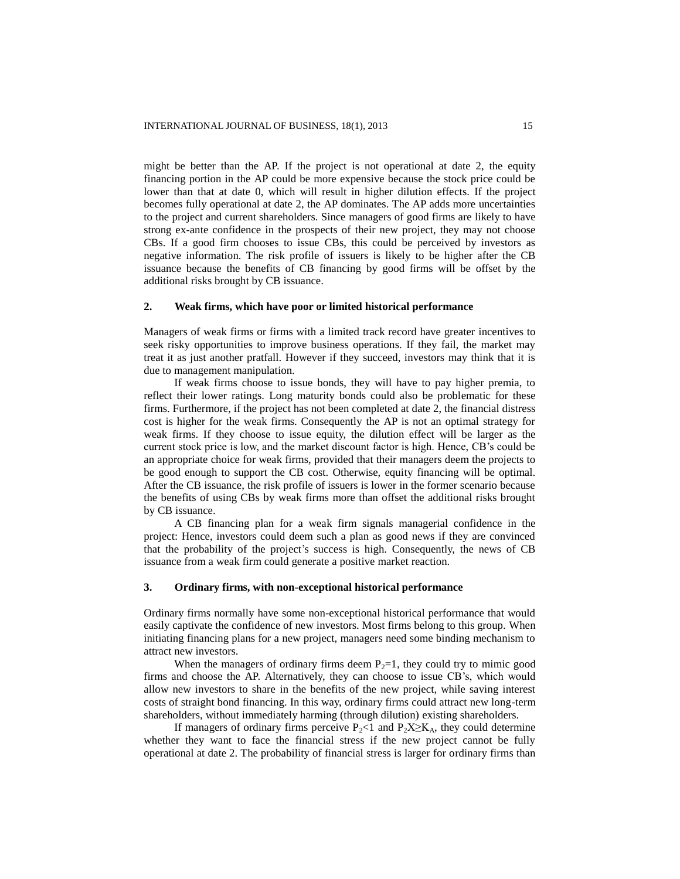might be better than the AP. If the project is not operational at date 2, the equity financing portion in the AP could be more expensive because the stock price could be lower than that at date 0, which will result in higher dilution effects. If the project becomes fully operational at date 2, the AP dominates. The AP adds more uncertainties to the project and current shareholders. Since managers of good firms are likely to have strong ex-ante confidence in the prospects of their new project, they may not choose CBs. If a good firm chooses to issue CBs, this could be perceived by investors as negative information. The risk profile of issuers is likely to be higher after the CB issuance because the benefits of CB financing by good firms will be offset by the additional risks brought by CB issuance.

## 2. Weak firms, which have poor or limited historical performance

Managers of weak firms or firms with a limited track record have greater incentives to seek risky opportunities to improve business operations. If they fail, the market may treat it as just another pratfall. However if they succeed, investors may think that it is due to management manipulation.

If weak firms choose to issue bonds, they will have to pay higher premia, to reflect their lower ratings. Long maturity bonds could also be problematic for these firms. Furthermore, if the project has not been completed at date 2, the financial distress cost is higher for the weak firms. Consequently the AP is not an optimal strategy for weak firms. If they choose to issue equity, the dilution effect will be larger as the current stock price is low, and the market discount factor is high. Hence, CB's could be an appropriate choice for weak firms, provided that their managers deem the projects to be good enough to support the CB cost. Otherwise, equity financing will be optimal. After the CB issuance, the risk profile of issuers is lower in the former scenario because the benefits of using CBs by weak firms more than offset the additional risks brought by CB issuance.

A CB financing plan for a weak firm signals managerial confidence in the project: Hence, investors could deem such a plan as good news if they are convinced that the probability of the project's success is high. Consequently, the news of CB issuance from a weak firm could generate a positive market reaction.

## 3. Ordinary firms, with non-exceptional historical performance

Ordinary firms normally have some non-exceptional historical performance that would easily captivate the confidence of new investors. Most firms belong to this group. When initiating financing plans for a new project, managers need some binding mechanism to attract new investors.

When the managers of ordinary firms deem $P_2=1$, they could try to mimic good firms and choose the AP. Alternatively, they can choose to issue CB's, which would allow new investors to share in the benefits of the new project, while saving interest costs of straight bond financing. In this way, ordinary firms could attract new long-term shareholders, without immediately harming (through dilution) existing shareholders.

If managers of ordinary firms perceive $P_2<1$ and $P_2X \geq K_A$, they could determine whether they want to face the financial stress if the new project cannot be fully operational at date 2. The probability of financial stress is larger for ordinary firms than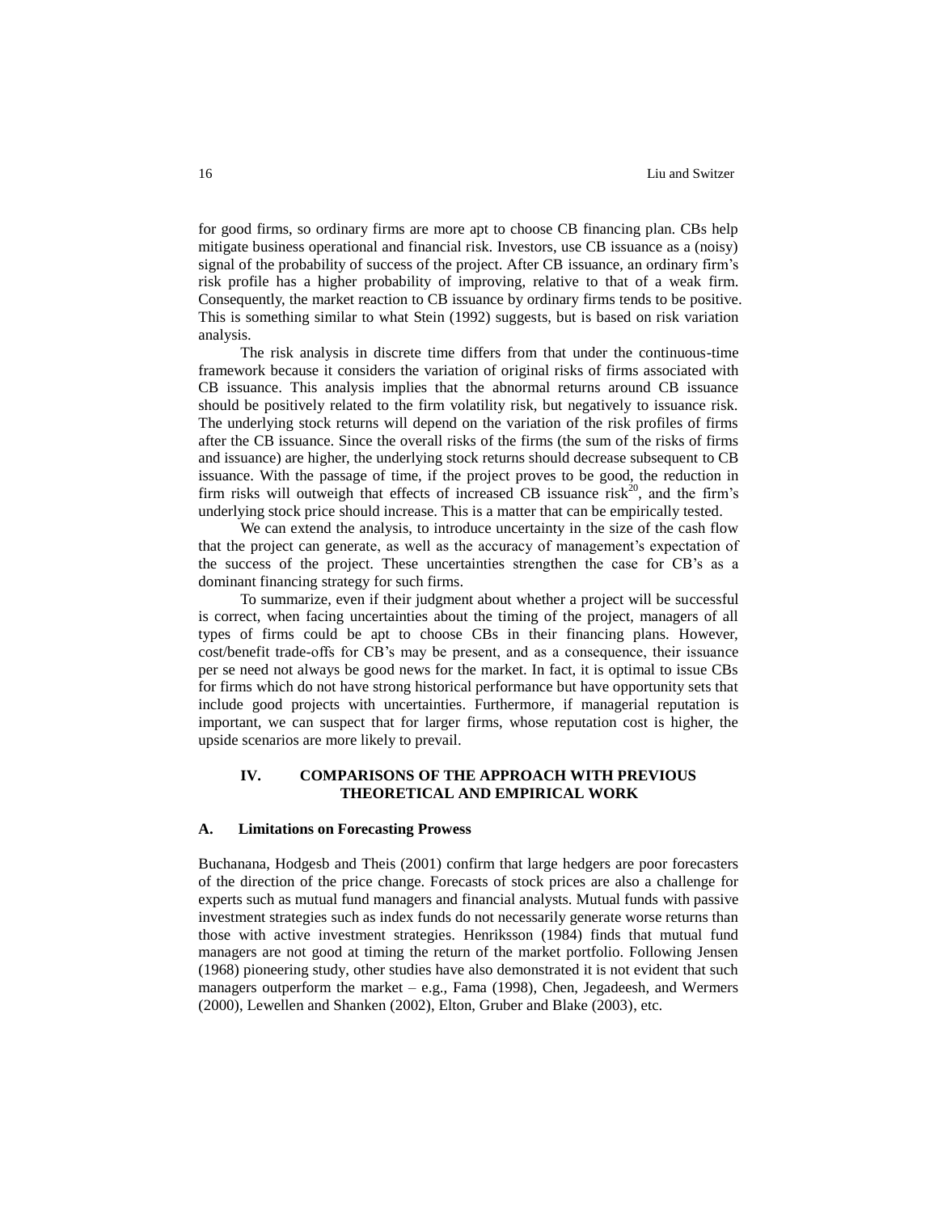for good firms, so ordinary firms are more apt to choose CB financing plan. CBs help mitigate business operational and financial risk. Investors, use CB issuance as a (noisy) signal of the probability of success of the project. After CB issuance, an ordinary firm's risk profile has a higher probability of improving, relative to that of a weak firm. Consequently, the market reaction to CB issuance by ordinary firms tends to be positive. This is something similar to what Stein (1992) suggests, but is based on risk variation analysis.

The risk analysis in discrete time differs from that under the continuous-time framework because it considers the variation of original risks of firms associated with CB issuance. This analysis implies that the abnormal returns around CB issuance should be positively related to the firm volatility risk, but negatively to issuance risk. The underlying stock returns will depend on the variation of the risk profiles of firms after the CB issuance. Since the overall risks of the firms (the sum of the risks of firms and issuance) are higher, the underlying stock returns should decrease subsequent to CB issuance. With the passage of time, if the project proves to be good, the reduction in firm risks will outweigh that effects of increased CB issuance risk[20], and the firm's underlying stock price should increase. This is a matter that can be empirically tested.

We can extend the analysis, to introduce uncertainty in the size of the cash flow that the project can generate, as well as the accuracy of management's expectation of the success of the project. These uncertainties strengthen the case for CB's as a dominant financing strategy for such firms.

To summarize, even if their judgment about whether a project will be successful is correct, when facing uncertainties about the timing of the project, managers of all types of firms could be apt to choose CBs in their financing plans. However, cost/benefit trade-offs for CB's may be present, and as a consequence, their issuance per se need not always be good news for the market. In fact, it is optimal to issue CBs for firms which do not have strong historical performance but have opportunity sets that include good projects with uncertainties. Furthermore, if managerial reputation is important, we can suspect that for larger firms, whose reputation cost is higher, the upside scenarios are more likely to prevail.

## IV. COMPARISONS OF THE APPROACH WITH PREVIOUS THEORETICAL AND EMPIRICAL WORK

### A. Limitations on Forecasting Prowess

Buchanana, Hodgesb and Theis (2001) confirm that large hedgers are poor forecasters of the direction of the price change. Forecasts of stock prices are also a challenge for experts such as mutual fund managers and financial analysts. Mutual funds with passive investment strategies such as index funds do not necessarily generate worse returns than those with active investment strategies. Henriksson (1984) finds that mutual fund managers are not good at timing the return of the market portfolio. Following Jensen (1968) pioneering study, other studies have also demonstrated it is not evident that such managers outperform the market – e.g., Fama (1998), Chen, Jegadeesh, and Wermers (2000), Lewellen and Shanken (2002), Elton, Gruber and Blake (2003), etc.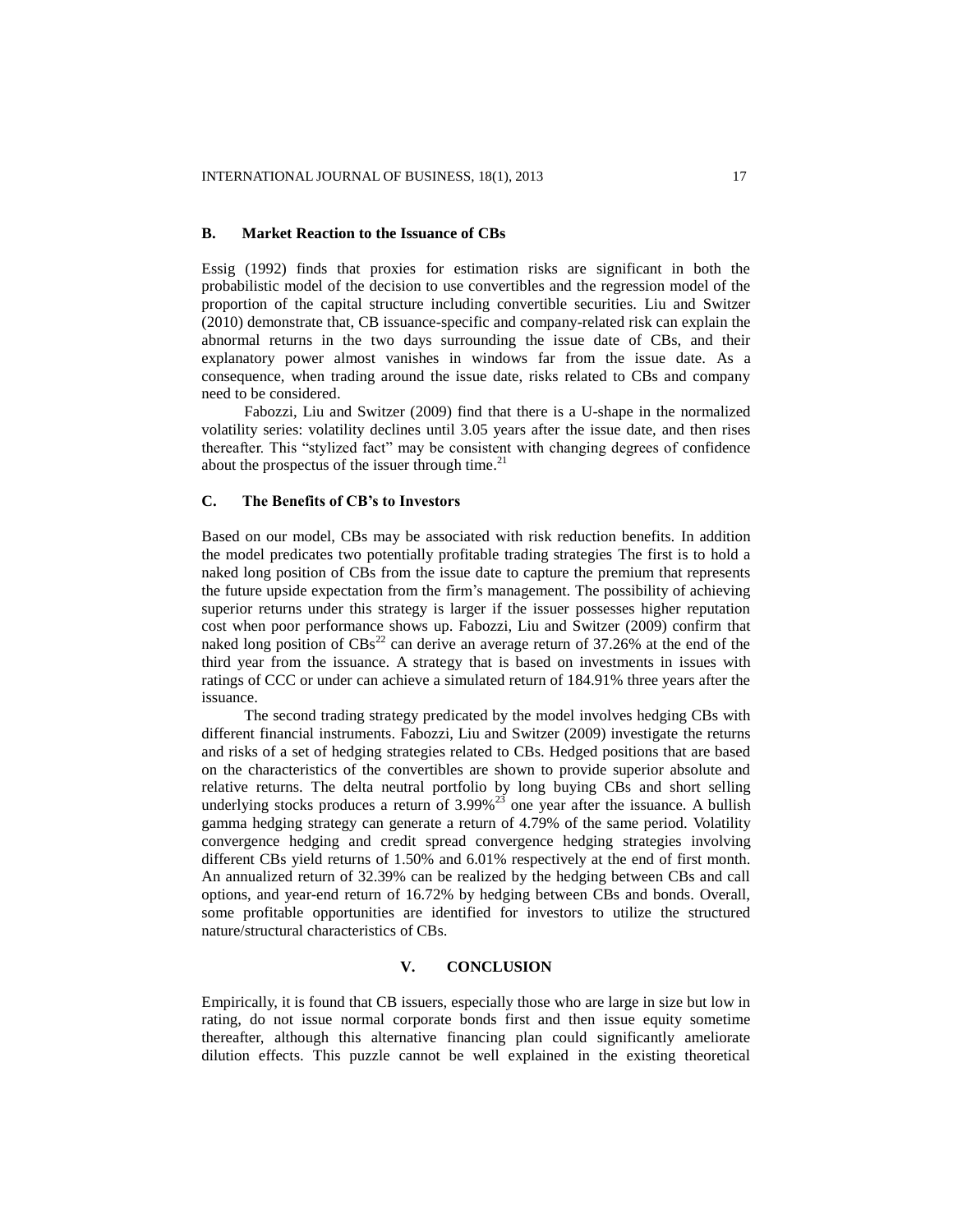### B. Market Reaction to the Issuance of CBs

Essig (1992) finds that proxies for estimation risks are significant in both the probabilistic model of the decision to use convertibles and the regression model of the proportion of the capital structure including convertible securities. Liu and Switzer (2010) demonstrate that, CB issuance-specific and company-related risk can explain the abnormal returns in the two days surrounding the issue date of CBs, and their explanatory power almost vanishes in windows far from the issue date. As a consequence, when trading around the issue date, risks related to CBs and company need to be considered.

Fabozzi, Liu and Switzer (2009) find that there is a U-shape in the normalized volatility series: volatility declines until 3.05 years after the issue date, and then rises thereafter. This "stylized fact" may be consistent with changing degrees of confidence about the prospectus of the issuer through time.[21]

### C. The Benefits of CB's to Investors

Based on our model, CBs may be associated with risk reduction benefits. In addition the model predicates two potentially profitable trading strategies The first is to hold a naked long position of CBs from the issue date to capture the premium that represents the future upside expectation from the firm's management. The possibility of achieving superior returns under this strategy is larger if the issuer possesses higher reputation cost when poor performance shows up. Fabozzi, Liu and Switzer (2009) confirm that naked long position of CBs[22] can derive an average return of 37.26% at the end of the third year from the issuance. A strategy that is based on investments in issues with ratings of CCC or under can achieve a simulated return of 184.91% three years after the issuance.

The second trading strategy predicated by the model involves hedging CBs with different financial instruments. Fabozzi, Liu and Switzer (2009) investigate the returns and risks of a set of hedging strategies related to CBs. Hedged positions that are based on the characteristics of the convertibles are shown to provide superior absolute and relative returns. The delta neutral portfolio by long buying CBs and short selling underlying stocks produces a return of 3.99%[23] one year after the issuance. A bullish gamma hedging strategy can generate a return of 4.79% of the same period. Volatility convergence hedging and credit spread convergence hedging strategies involving different CBs yield returns of 1.50% and 6.01% respectively at the end of first month. An annualized return of 32.39% can be realized by the hedging between CBs and call options, and year-end return of 16.72% by hedging between CBs and bonds. Overall, some profitable opportunities are identified for investors to utilize the structured nature/structural characteristics of CBs.

## V. CONCLUSION

Empirically, it is found that CB issuers, especially those who are large in size but low in rating, do not issue normal corporate bonds first and then issue equity sometime thereafter, although this alternative financing plan could significantly ameliorate dilution effects. This puzzle cannot be well explained in the existing theoretical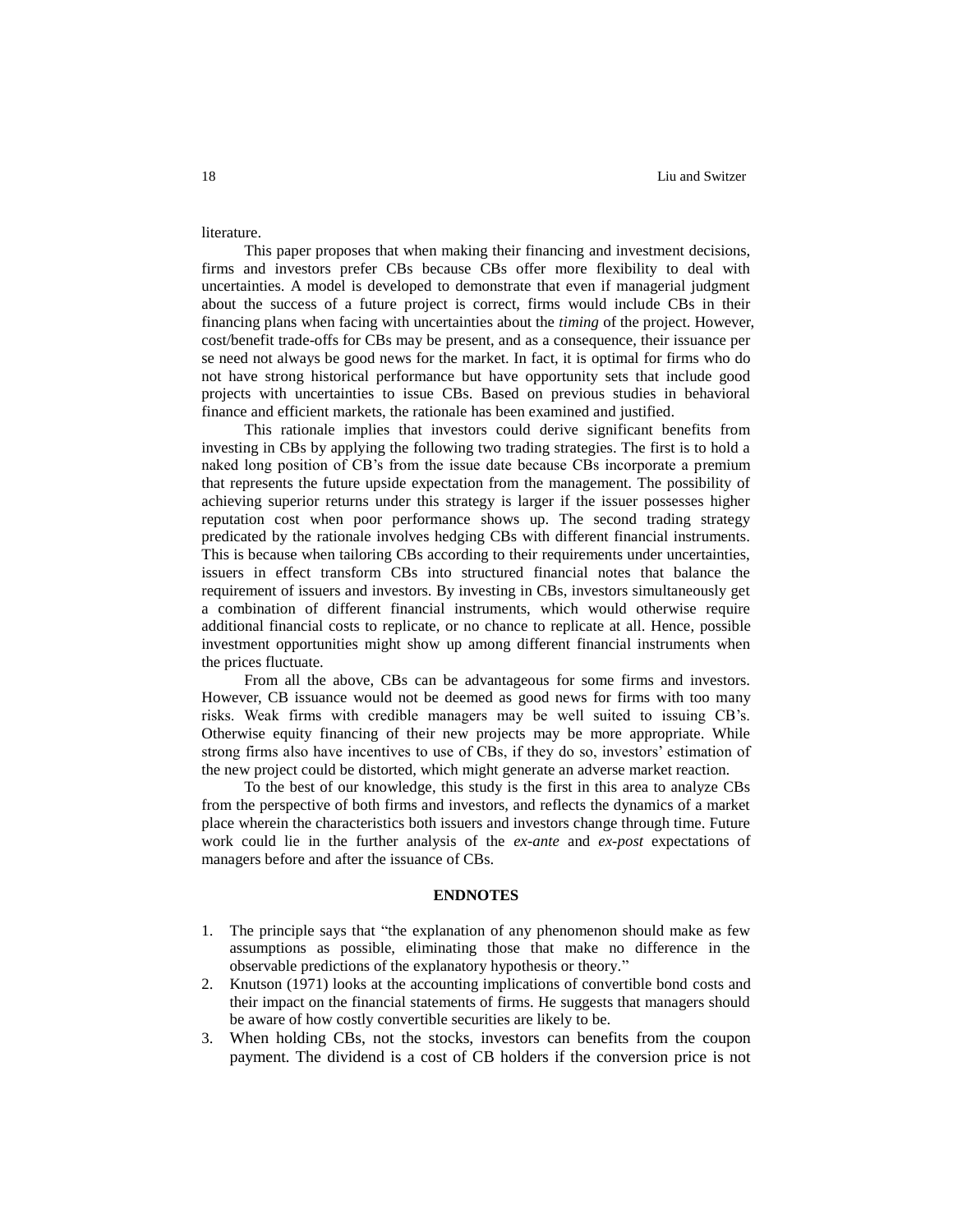literature.

This paper proposes that when making their financing and investment decisions, firms and investors prefer CBs because CBs offer more flexibility to deal with uncertainties. A model is developed to demonstrate that even if managerial judgment about the success of a future project is correct, firms would include CBs in their financing plans when facing with uncertainties about the *timing* of the project. However, cost/benefit trade-offs for CBs may be present, and as a consequence, their issuance per se need not always be good news for the market. In fact, it is optimal for firms who do not have strong historical performance but have opportunity sets that include good projects with uncertainties to issue CBs. Based on previous studies in behavioral finance and efficient markets, the rationale has been examined and justified.

This rationale implies that investors could derive significant benefits from investing in CBs by applying the following two trading strategies. The first is to hold a naked long position of CB's from the issue date because CBs incorporate a premium that represents the future upside expectation from the management. The possibility of achieving superior returns under this strategy is larger if the issuer possesses higher reputation cost when poor performance shows up. The second trading strategy predicated by the rationale involves hedging CBs with different financial instruments. This is because when tailoring CBs according to their requirements under uncertainties, issuers in effect transform CBs into structured financial notes that balance the requirement of issuers and investors. By investing in CBs, investors simultaneously get a combination of different financial instruments, which would otherwise require additional financial costs to replicate, or no chance to replicate at all. Hence, possible investment opportunities might show up among different financial instruments when the prices fluctuate.

From all the above, CBs can be advantageous for some firms and investors. However, CB issuance would not be deemed as good news for firms with too many risks. Weak firms with credible managers may be well suited to issuing CB's. Otherwise equity financing of their new projects may be more appropriate. While strong firms also have incentives to use of CBs, if they do so, investors' estimation of the new project could be distorted, which might generate an adverse market reaction.

To the best of our knowledge, this study is the first in this area to analyze CBs from the perspective of both firms and investors, and reflects the dynamics of a market place wherein the characteristics both issuers and investors change through time. Future work could lie in the further analysis of the *ex-ante* and *ex-post* expectations of managers before and after the issuance of CBs.

## ENDNOTES

1. The principle says that "the explanation of any phenomenon should make as few assumptions as possible, eliminating those that make no difference in the observable predictions of the explanatory hypothesis or theory."
2. Knutson (1971) looks at the accounting implications of convertible bond costs and their impact on the financial statements of firms. He suggests that managers should be aware of how costly convertible securities are likely to be.
3. When holding CBs, not the stocks, investors can benefits from the coupon payment. The dividend is a cost of CB holders if the conversion price is not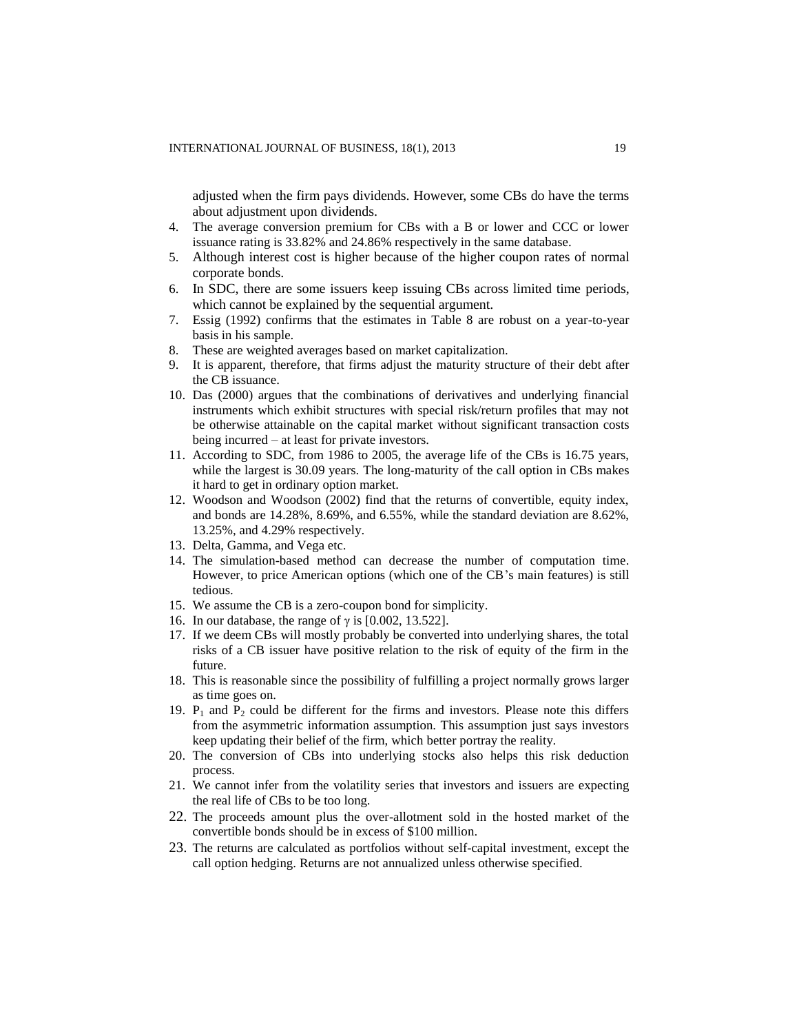adjusted when the firm pays dividends. However, some CBs do have the terms about adjustment upon dividends.

4. The average conversion premium for CBs with a B or lower and CCC or lower issuance rating is 33.82% and 24.86% respectively in the same database.
5. Although interest cost is higher because of the higher coupon rates of normal corporate bonds.
6. In SDC, there are some issuers keep issuing CBs across limited time periods, which cannot be explained by the sequential argument.
7. Essig (1992) confirms that the estimates in Table 8 are robust on a year-to-year basis in his sample.
8. These are weighted averages based on market capitalization.
9. It is apparent, therefore, that firms adjust the maturity structure of their debt after the CB issuance.
10. Das (2000) argues that the combinations of derivatives and underlying financial instruments which exhibit structures with special risk/return profiles that may not be otherwise attainable on the capital market without significant transaction costs being incurred – at least for private investors.
11. According to SDC, from 1986 to 2005, the average life of the CBs is 16.75 years, while the largest is 30.09 years. The long-maturity of the call option in CBs makes it hard to get in ordinary option market.
12. Woodson and Woodson (2002) find that the returns of convertible, equity index, and bonds are 14.28%, 8.69%, and 6.55%, while the standard deviation are 8.62%, 13.25%, and 4.29% respectively.
13. Delta, Gamma, and Vega etc.
14. The simulation-based method can decrease the number of computation time. However, to price American options (which one of the CB's main features) is still tedious.
15. We assume the CB is a zero-coupon bond for simplicity.
16. In our database, the range of $\gamma$ is [0.002, 13.522].
17. If we deem CBs will mostly probably be converted into underlying shares, the total risks of a CB issuer have positive relation to the risk of equity of the firm in the future.
18. This is reasonable since the possibility of fulfilling a project normally grows larger as time goes on.
19. $P_1$ and $P_2$ could be different for the firms and investors. Please note this differs from the asymmetric information assumption. This assumption just says investors keep updating their belief of the firm, which better portray the reality.
20. The conversion of CBs into underlying stocks also helps this risk deduction process.
21. We cannot infer from the volatility series that investors and issuers are expecting the real life of CBs to be too long.
22. The proceeds amount plus the over-allotment sold in the hosted market of the convertible bonds should be in excess of \$100 million.
23. The returns are calculated as portfolios without self-capital investment, except the call option hedging. Returns are not annualized unless otherwise specified.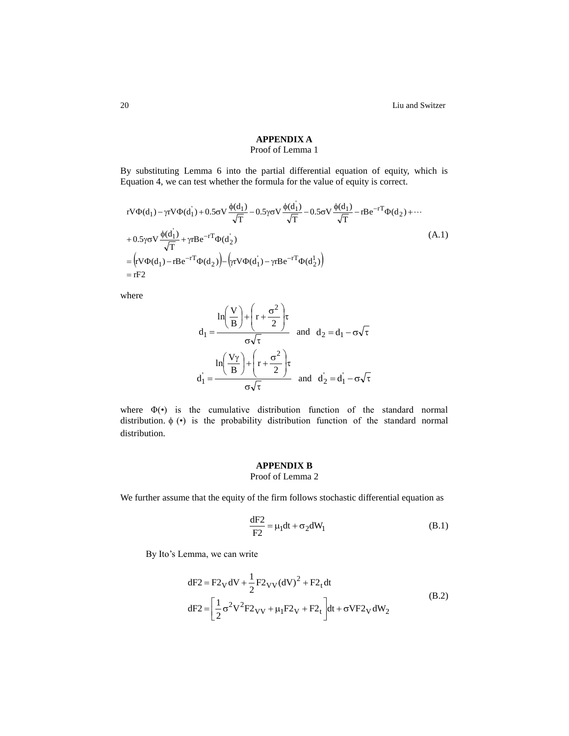## APPENDIX A

Proof of Lemma 1

By substituting Lemma 6 into the partial differential equation of equity, which is Equation 4, we can test whether the formula for the value of equity is correct.

$$
\begin{aligned}
& rV\Phi(d_1) - \gamma rV\Phi(d_1^{'}) + 0.5\sigma V\frac{\phi(d_1)}{\sqrt{T}} - 0.5\gamma\sigma V\frac{\phi(d_1^{'})}{\sqrt{T}} - 0.5\sigma V\frac{\phi(d_1)}{\sqrt{T}} - rBe^{-rT}\Phi(d_2) + \cdots \\
& + 0.5\gamma\sigma V\frac{\phi(d_1^{'})}{\sqrt{T}} + \gamma rBe^{-rT}\Phi(d_2^{'}) \\
& = \left(rV\Phi(d_1) - rBe^{-rT}\Phi(d_2)\right) - \left(\gamma rV\Phi(d_1^{'}) - \gamma rBe^{-rT}\Phi(d_2^{1})\right) \\
& = rF2
\end{aligned} \tag{A.1}
$$

where

$$
d_1 = \frac{\ln\left(\frac{V}{B}\right) + \left(r + \frac{\sigma^2}{2}\right)\tau}{\sigma\sqrt{\tau}} \quad \text{and} \quad d_2 = d_1 - \sigma\sqrt{\tau}
$$

$$
d_1^{'} = \frac{\ln\left(\frac{V\gamma}{B}\right) + \left(r + \frac{\sigma^2}{2}\right)\tau}{\sigma\sqrt{\tau}} \quad \text{and} \quad d_2^{'} = d_1^{'} - \sigma\sqrt{\tau}
$$

where $\Phi(\bullet)$ is the cumulative distribution function of the standard normal distribution. $\phi(\bullet)$ is the probability distribution function of the standard normal distribution.

## APPENDIX B

Proof of Lemma 2

We further assume that the equity of the firm follows stochastic differential equation as

$$
\frac{dF2}{F2} = \mu_1 dt + \sigma_2 dW_1 \tag{B.1}
$$

By Ito's Lemma, we can write

$$
\begin{aligned}
dF2 &= F2_V dV + \frac{1}{2}F2_{VV}(dV)^2 + F2_t dt \\
dF2 &= \left[\frac{1}{2}\sigma^2 V^2 F2_{VV} + \mu_1 F2_V + F2_t\right]dt + \sigma V F2_V dW_2
\end{aligned} \tag{B.2}
$$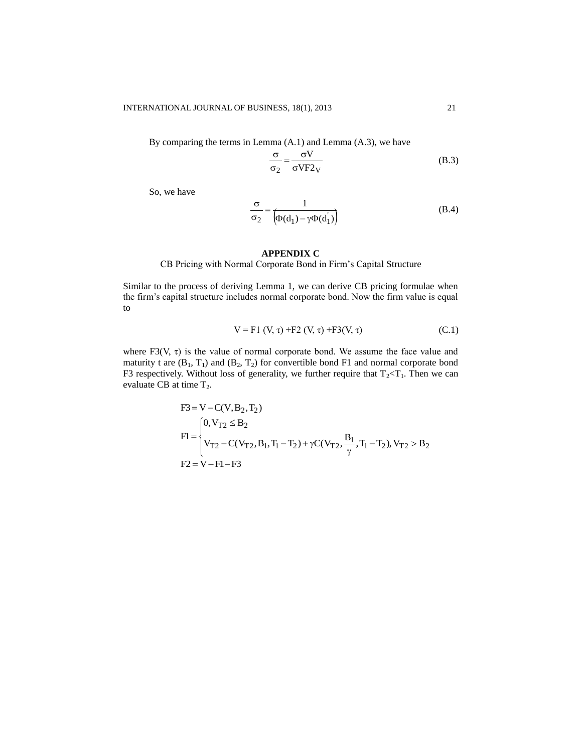By comparing the terms in Lemma (A.1) and Lemma (A.3), we have

$$\frac{\sigma}{\sigma_2} = \frac{\sigma V}{\sigma V F2_V} \tag{B.3}$$

So, we have

$$\frac{\sigma}{\sigma_2} = \frac{1}{\left(\Phi(d_1) - \gamma\Phi(d_1^{'})\right)} \tag{B.4}$$

## APPENDIX C

CB Pricing with Normal Corporate Bond in Firm's Capital Structure

Similar to the process of deriving Lemma 1, we can derive CB pricing formulae when the firm's capital structure includes normal corporate bond. Now the firm value is equal to

$$V = F1\ (V, \tau) + F2\ (V, \tau) + F3(V, \tau) \tag{C.1}$$

where $F3(V, \tau)$ is the value of normal corporate bond. We assume the face value and maturity t are $(B_1, T_1)$ and $(B_2, T_2)$ for convertible bond F1 and normal corporate bond F3 respectively. Without loss of generality, we further require that $T_2 < T_1$. Then we can evaluate CB at time $T_2$.

$$F3 = V - C(V, B_2, T_2)$$

$$F1 = \begin{cases} 0, V_{T2} \le B_2 \\ V_{T2} - C(V_{T2}, B_1, T_1 - T_2) + \gamma C(V_{T2}, \dfrac{B_1}{\gamma}, T_1 - T_2), V_{T2} > B_2 \end{cases}$$

$$F2 = V - F1 - F3$$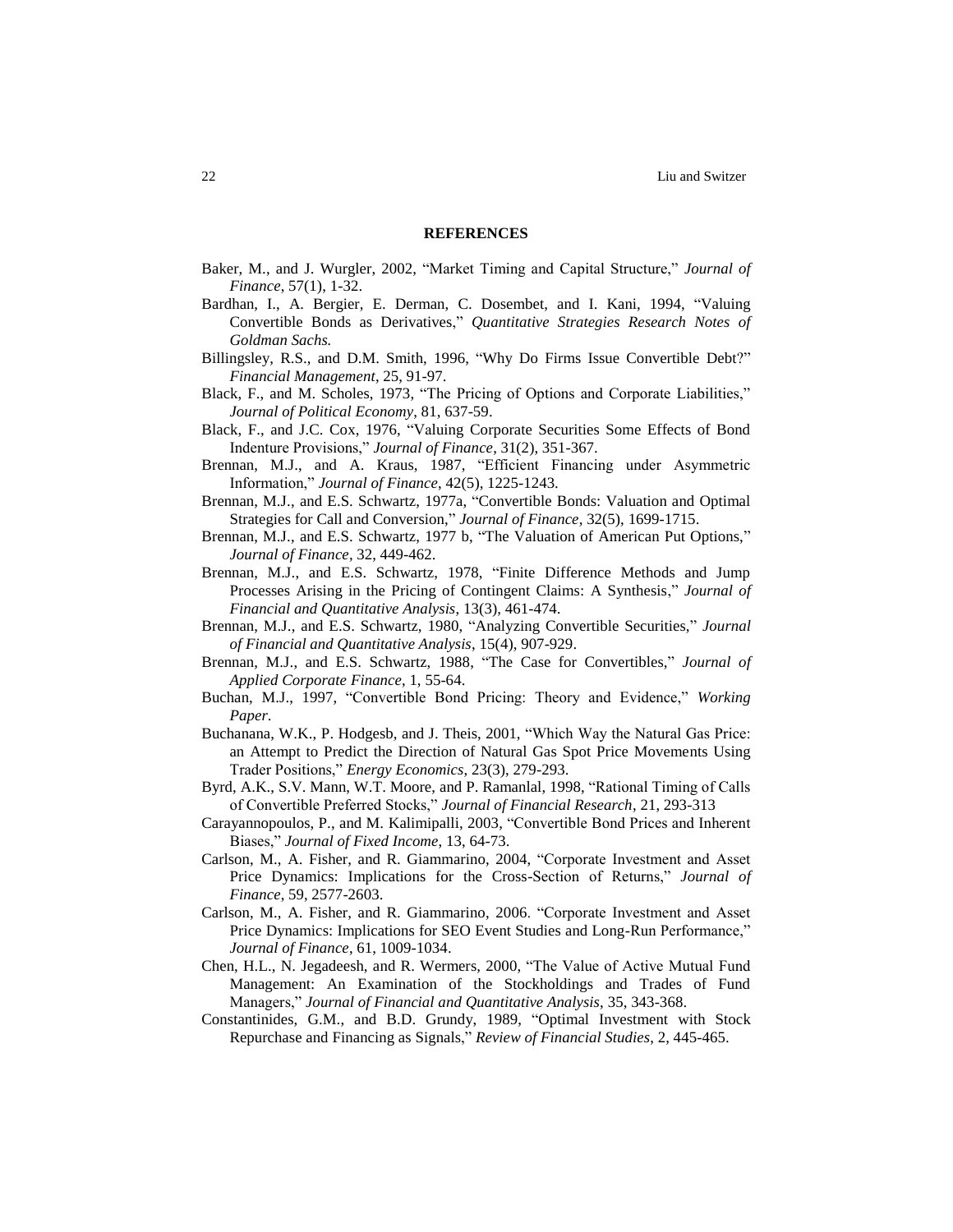## REFERENCES

Baker, M., and J. Wurgler, 2002, "Market Timing and Capital Structure," *Journal of Finance*, 57(1), 1-32.

Bardhan, I., A. Bergier, E. Derman, C. Dosembet, and I. Kani, 1994, "Valuing Convertible Bonds as Derivatives," *Quantitative Strategies Research Notes of Goldman Sachs.*

Billingsley, R.S., and D.M. Smith, 1996, "Why Do Firms Issue Convertible Debt?" *Financial Management*, 25, 91-97.

Black, F., and M. Scholes, 1973, "The Pricing of Options and Corporate Liabilities," *Journal of Political Economy*, 81, 637-59.

Black, F., and J.C. Cox, 1976, "Valuing Corporate Securities Some Effects of Bond Indenture Provisions," *Journal of Finance*, 31(2), 351-367.

Brennan, M.J., and A. Kraus, 1987, "Efficient Financing under Asymmetric Information," *Journal of Finance*, 42(5), 1225-1243.

Brennan, M.J., and E.S. Schwartz, 1977a, "Convertible Bonds: Valuation and Optimal Strategies for Call and Conversion," *Journal of Finance*, 32(5), 1699-1715.

Brennan, M.J., and E.S. Schwartz, 1977 b, "The Valuation of American Put Options," *Journal of Finance*, 32, 449-462.

Brennan, M.J., and E.S. Schwartz, 1978, "Finite Difference Methods and Jump Processes Arising in the Pricing of Contingent Claims: A Synthesis," *Journal of Financial and Quantitative Analysis*, 13(3), 461-474.

Brennan, M.J., and E.S. Schwartz, 1980, "Analyzing Convertible Securities," *Journal of Financial and Quantitative Analysis*, 15(4), 907-929.

Brennan, M.J., and E.S. Schwartz, 1988, "The Case for Convertibles," *Journal of Applied Corporate Finance*, 1, 55-64.

Buchan, M.J., 1997, "Convertible Bond Pricing: Theory and Evidence," *Working Paper*.

Buchanana, W.K., P. Hodgesb, and J. Theis, 2001, "Which Way the Natural Gas Price: an Attempt to Predict the Direction of Natural Gas Spot Price Movements Using Trader Positions," *Energy Economics*, 23(3), 279-293.

Byrd, A.K., S.V. Mann, W.T. Moore, and P. Ramanlal, 1998, "Rational Timing of Calls of Convertible Preferred Stocks," *Journal of Financial Research*, 21, 293-313

Carayannopoulos, P., and M. Kalimipalli, 2003, "Convertible Bond Prices and Inherent Biases," *Journal of Fixed Income*, 13, 64-73.

Carlson, M., A. Fisher, and R. Giammarino, 2004, "Corporate Investment and Asset Price Dynamics: Implications for the Cross-Section of Returns," *Journal of Finance*, 59, 2577-2603.

Carlson, M., A. Fisher, and R. Giammarino, 2006. "Corporate Investment and Asset Price Dynamics: Implications for SEO Event Studies and Long-Run Performance," *Journal of Finance*, 61, 1009-1034.

Chen, H.L., N. Jegadeesh, and R. Wermers, 2000, "The Value of Active Mutual Fund Management: An Examination of the Stockholdings and Trades of Fund Managers," *Journal of Financial and Quantitative Analysis*, 35, 343-368.

Constantinides, G.M., and B.D. Grundy, 1989, "Optimal Investment with Stock Repurchase and Financing as Signals," *Review of Financial Studies*, 2, 445-465.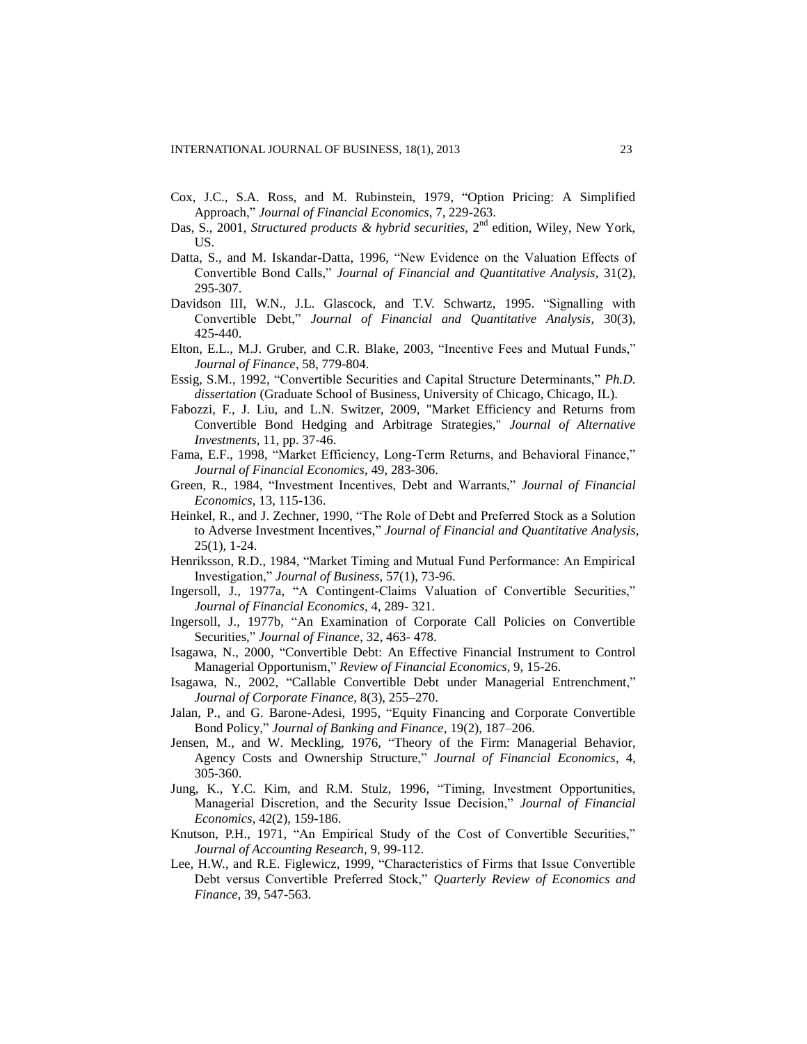Cox, J.C., S.A. Ross, and M. Rubinstein, 1979, "Option Pricing: A Simplified Approach," *Journal of Financial Economics*, 7, 229-263.

Das, S., 2001, *Structured products & hybrid securities*, 2nd edition, Wiley, New York, US.

Datta, S., and M. Iskandar-Datta, 1996, "New Evidence on the Valuation Effects of Convertible Bond Calls," *Journal of Financial and Quantitative Analysis*, 31(2), 295-307.

Davidson III, W.N., J.L. Glascock, and T.V. Schwartz, 1995. "Signalling with Convertible Debt," *Journal of Financial and Quantitative Analysis*, 30(3), 425-440.

Elton, E.L., M.J. Gruber, and C.R. Blake, 2003, "Incentive Fees and Mutual Funds," *Journal of Finance*, 58, 779-804.

Essig, S.M., 1992, "Convertible Securities and Capital Structure Determinants," *Ph.D. dissertation* (Graduate School of Business, University of Chicago, Chicago, IL).

Fabozzi, F., J. Liu, and L.N. Switzer, 2009, "Market Efficiency and Returns from Convertible Bond Hedging and Arbitrage Strategies," *Journal of Alternative Investments*, 11, pp. 37-46.

Fama, E.F., 1998, "Market Efficiency, Long-Term Returns, and Behavioral Finance," *Journal of Financial Economics*, 49, 283-306.

Green, R., 1984, "Investment Incentives, Debt and Warrants," *Journal of Financial Economics*, 13, 115-136.

Heinkel, R., and J. Zechner, 1990, "The Role of Debt and Preferred Stock as a Solution to Adverse Investment Incentives," *Journal of Financial and Quantitative Analysis*, 25(1), 1-24.

Henriksson, R.D., 1984, "Market Timing and Mutual Fund Performance: An Empirical Investigation," *Journal of Business*, 57(1), 73-96.

Ingersoll, J., 1977a, "A Contingent-Claims Valuation of Convertible Securities," *Journal of Financial Economics*, 4, 289- 321.

Ingersoll, J., 1977b, "An Examination of Corporate Call Policies on Convertible Securities," *Journal of Finance*, 32, 463- 478.

Isagawa, N., 2000, "Convertible Debt: An Effective Financial Instrument to Control Managerial Opportunism," *Review of Financial Economics*, 9, 15-26.

Isagawa, N., 2002, "Callable Convertible Debt under Managerial Entrenchment," *Journal of Corporate Finance*, 8(3), 255–270.

Jalan, P., and G. Barone-Adesi, 1995, "Equity Financing and Corporate Convertible Bond Policy," *Journal of Banking and Finance*, 19(2), 187–206.

Jensen, M., and W. Meckling, 1976, "Theory of the Firm: Managerial Behavior, Agency Costs and Ownership Structure," *Journal of Financial Economics*, 4, 305-360.

Jung, K., Y.C. Kim, and R.M. Stulz, 1996, "Timing, Investment Opportunities, Managerial Discretion, and the Security Issue Decision," *Journal of Financial Economics*, 42(2), 159-186.

Knutson, P.H., 1971, "An Empirical Study of the Cost of Convertible Securities," *Journal of Accounting Research*, 9, 99-112.

Lee, H.W., and R.E. Figlewicz, 1999, "Characteristics of Firms that Issue Convertible Debt versus Convertible Preferred Stock," *Quarterly Review of Economics and Finance*, 39, 547-563.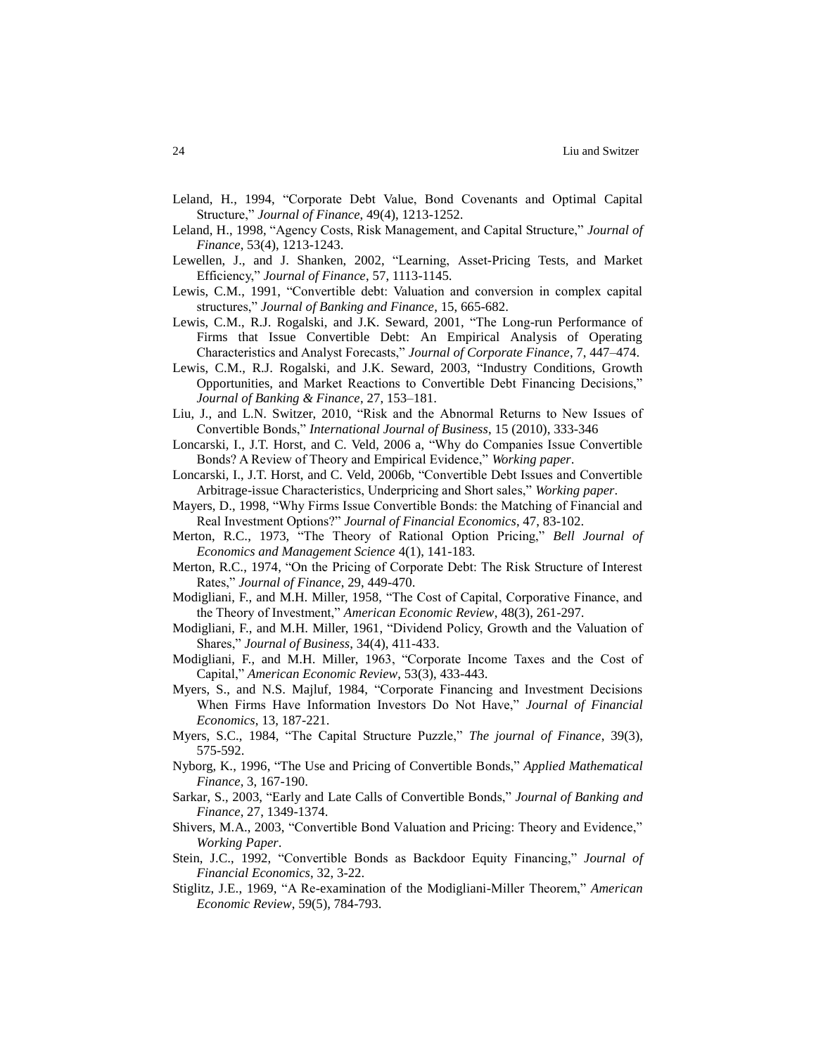Leland, H., 1994, "Corporate Debt Value, Bond Covenants and Optimal Capital Structure," *Journal of Finance*, 49(4), 1213-1252.

Leland, H., 1998, "Agency Costs, Risk Management, and Capital Structure," *Journal of Finance*, 53(4), 1213-1243.

Lewellen, J., and J. Shanken, 2002, "Learning, Asset-Pricing Tests, and Market Efficiency," *Journal of Finance*, 57, 1113-1145.

Lewis, C.M., 1991, "Convertible debt: Valuation and conversion in complex capital structures," *Journal of Banking and Finance*, 15, 665-682.

Lewis, C.M., R.J. Rogalski, and J.K. Seward, 2001, "The Long-run Performance of Firms that Issue Convertible Debt: An Empirical Analysis of Operating Characteristics and Analyst Forecasts," *Journal of Corporate Finance*, 7, 447–474.

Lewis, C.M., R.J. Rogalski, and J.K. Seward, 2003, "Industry Conditions, Growth Opportunities, and Market Reactions to Convertible Debt Financing Decisions," *Journal of Banking & Finance*, 27, 153–181.

Liu, J., and L.N. Switzer, 2010, "Risk and the Abnormal Returns to New Issues of Convertible Bonds," *International Journal of Business*, 15 (2010), 333-346

Loncarski, I., J.T. Horst, and C. Veld, 2006 a, "Why do Companies Issue Convertible Bonds? A Review of Theory and Empirical Evidence," *Working paper*.

Loncarski, I., J.T. Horst, and C. Veld, 2006b, "Convertible Debt Issues and Convertible Arbitrage-issue Characteristics, Underpricing and Short sales," *Working paper*.

Mayers, D., 1998, "Why Firms Issue Convertible Bonds: the Matching of Financial and Real Investment Options?" *Journal of Financial Economics*, 47, 83-102.

Merton, R.C., 1973, "The Theory of Rational Option Pricing," *Bell Journal of Economics and Management Science* 4(1), 141-183.

Merton, R.C., 1974, "On the Pricing of Corporate Debt: The Risk Structure of Interest Rates," *Journal of Finance*, 29, 449-470.

Modigliani, F., and M.H. Miller, 1958, "The Cost of Capital, Corporative Finance, and the Theory of Investment," *American Economic Review*, 48(3), 261-297.

Modigliani, F., and M.H. Miller, 1961, "Dividend Policy, Growth and the Valuation of Shares," *Journal of Business*, 34(4), 411-433.

Modigliani, F., and M.H. Miller, 1963, "Corporate Income Taxes and the Cost of Capital," *American Economic Review*, 53(3), 433-443.

Myers, S., and N.S. Majluf, 1984, "Corporate Financing and Investment Decisions When Firms Have Information Investors Do Not Have," *Journal of Financial Economics*, 13, 187-221.

Myers, S.C., 1984, "The Capital Structure Puzzle," *The journal of Finance*, 39(3), 575-592.

Nyborg, K., 1996, "The Use and Pricing of Convertible Bonds," *Applied Mathematical Finance*, 3, 167-190.

Sarkar, S., 2003, "Early and Late Calls of Convertible Bonds," *Journal of Banking and Finance*, 27, 1349-1374.

Shivers, M.A., 2003, "Convertible Bond Valuation and Pricing: Theory and Evidence," *Working Paper*.

Stein, J.C., 1992, "Convertible Bonds as Backdoor Equity Financing," *Journal of Financial Economics*, 32, 3-22.

Stiglitz, J.E., 1969, "A Re-examination of the Modigliani-Miller Theorem," *American Economic Review*, 59(5), 784-793.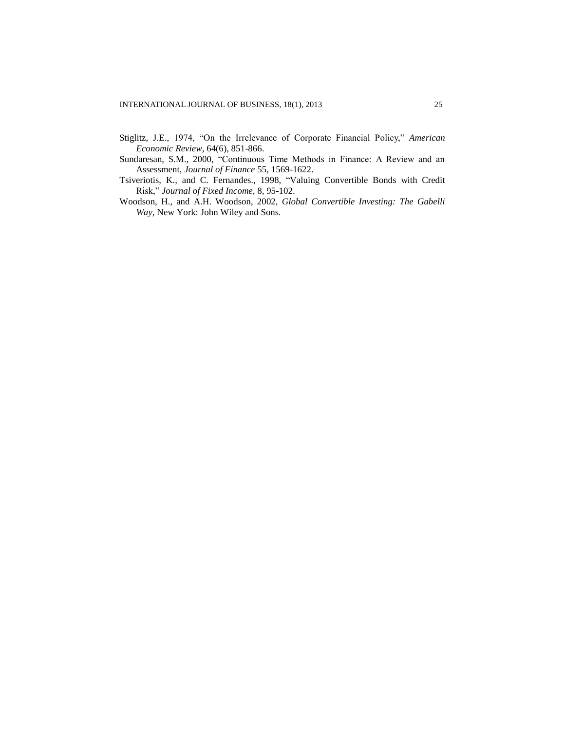Stiglitz, J.E., 1974, "On the Irrelevance of Corporate Financial Policy," *American Economic Review*, 64(6), 851-866.

Sundaresan, S.M., 2000, "Continuous Time Methods in Finance: A Review and an Assessment, *Journal of Finance* 55, 1569-1622.

Tsiveriotis, K., and C. Fernandes., 1998, "Valuing Convertible Bonds with Credit Risk," *Journal of Fixed Income*, 8, 95-102.

Woodson, H., and A.H. Woodson, 2002, *Global Convertible Investing: The Gabelli Way*, New York: John Wiley and Sons.